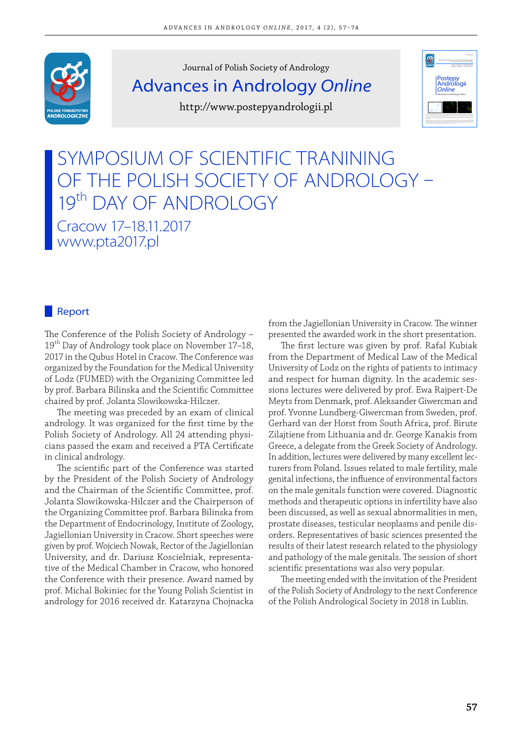Journal of Polish Society of Andrology

# Advances in Andrology *Online*

http://www.postepyandrologii.pl

# SYMPOSIUM OF SCIENTIFIC TRANINING OF THE POLISH SOCIETY OF ANDROLOGY – 19th DAY OF ANDROLOGY

Cracow 17–18.11.2017
www.pta2017.pl

## Report

The Conference of the Polish Society of Andrology – 19th Day of Andrology took place on November 17–18, 2017 in the Qubus Hotel in Cracow. The Conference was organized by the Foundation for the Medical University of Lodz (FUMED) with the Organizing Committee led by prof. Barbara Bilinska and the Scientific Committee chaired by prof. Jolanta Slowikowska-Hilczer.

The meeting was preceded by an exam of clinical andrology. It was organized for the first time by the Polish Society of Andrology. All 24 attending physicians passed the exam and received a PTA Certificate in clinical andrology.

The scientific part of the Conference was started by the President of the Polish Society of Andrology and the Chairman of the Scientific Committee, prof. Jolanta Slowikowska-Hilczer and the Chairperson of the Organizing Committee prof. Barbara Bilinska from the Department of Endocrinology, Institute of Zoology, Jagiellonian University in Cracow. Short speeches were given by prof. Wojciech Nowak, Rector of the Jagiellonian University, and dr. Dariusz Koscielniak, representative of the Medical Chamber in Cracow, who honored the Conference with their presence. Award named by prof. Michal Bokiniec for the Young Polish Scientist in andrology for 2016 received dr. Katarzyna Chojnacka from the Jagiellonian University in Cracow. The winner presented the awarded work in the short presentation.

The first lecture was given by prof. Rafal Kubiak from the Department of Medical Law of the Medical University of Lodz on the rights of patients to intimacy and respect for human dignity. In the academic sessions lectures were delivered by prof. Ewa Rajpert-De Meyts from Denmark, prof. Aleksander Giwercman and prof. Yvonne Lundberg-Giwercman from Sweden, prof. Gerhard van der Horst from South Africa, prof. Birute Zilajtiene from Lithuania and dr. George Kanakis from Greece, a delegate from the Greek Society of Andrology. In addition, lectures were delivered by many excellent lecturers from Poland. Issues related to male fertility, male genital infections, the influence of environmental factors on the male genitals function were covered. Diagnostic methods and therapeutic options in infertility have also been discussed, as well as sexual abnormalities in men, prostate diseases, testicular neoplasms and penile disorders. Representatives of basic sciences presented the results of their latest research related to the physiology and pathology of the male genitals. The session of short scientific presentations was also very popular.

The meeting ended with the invitation of the President of the Polish Society of Andrology to the next Conference of the Polish Andrological Society in 2018 in Lublin.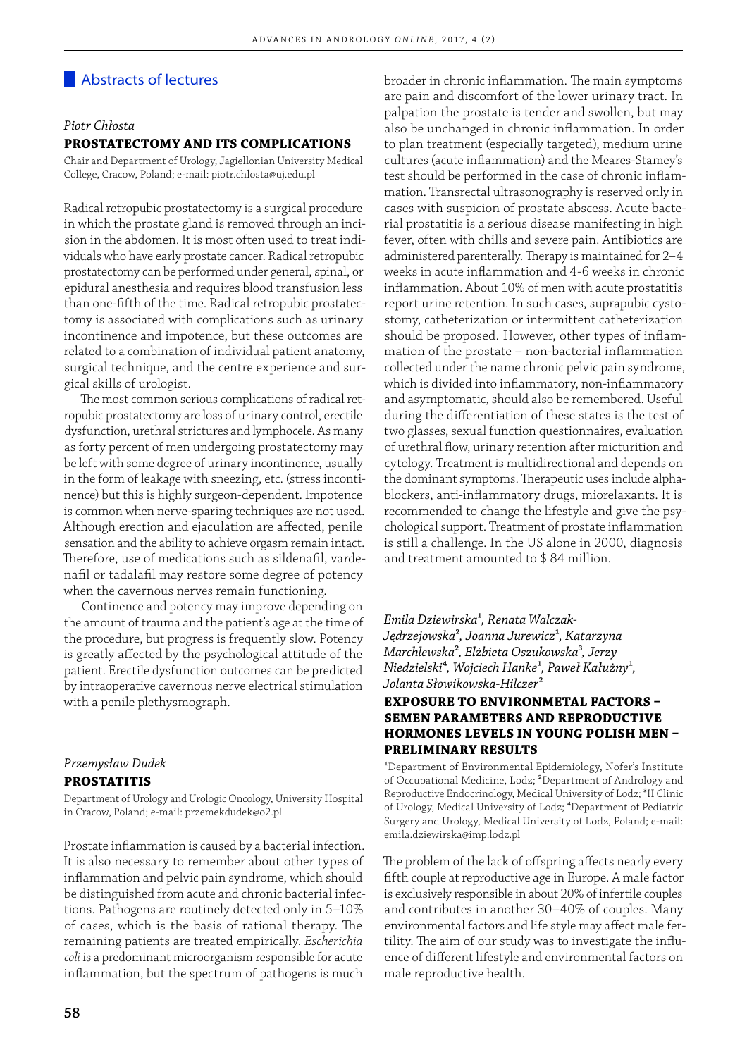## Abstracts of lectures

*Piotr Chłosta*

### PROSTATECTOMY AND ITS COMPLICATIONS

Chair and Department of Urology, Jagiellonian University Medical College, Cracow, Poland; e-mail: piotr.chlosta@uj.edu.pl

Radical retropubic prostatectomy is a surgical procedure in which the prostate gland is removed through an incision in the abdomen. It is most often used to treat individuals who have early prostate cancer. Radical retropubic prostatectomy can be performed under general, spinal, or epidural anesthesia and requires blood transfusion less than one-fifth of the time. Radical retropubic prostatectomy is associated with complications such as urinary incontinence and impotence, but these outcomes are related to a combination of individual patient anatomy, surgical technique, and the centre experience and surgical skills of urologist.

The most common serious complications of radical retropubic prostatectomy are loss of urinary control, erectile dysfunction, urethral strictures and lymphocele. As many as forty percent of men undergoing prostatectomy may be left with some degree of urinary incontinence, usually in the form of leakage with sneezing, etc. (stress incontinence) but this is highly surgeon-dependent. Impotence is common when nerve-sparing techniques are not used. Although erection and ejaculation are affected, penile sensation and the ability to achieve orgasm remain intact. Therefore, use of medications such as sildenafil, vardenafil or tadalafil may restore some degree of potency when the cavernous nerves remain functioning.

Continence and potency may improve depending on the amount of trauma and the patient's age at the time of the procedure, but progress is frequently slow. Potency is greatly affected by the psychological attitude of the patient. Erectile dysfunction outcomes can be predicted by intraoperative cavernous nerve electrical stimulation with a penile plethysmograph.

*Przemysław Dudek*

### PROSTATITIS

Department of Urology and Urologic Oncology, University Hospital in Cracow, Poland; e-mail: przemekdudek@o2.pl

Prostate inflammation is caused by a bacterial infection. It is also necessary to remember about other types of inflammation and pelvic pain syndrome, which should be distinguished from acute and chronic bacterial infections. Pathogens are routinely detected only in 5–10% of cases, which is the basis of rational therapy. The remaining patients are treated empirically. *Escherichia coli* is a predominant microorganism responsible for acute inflammation, but the spectrum of pathogens is much broader in chronic inflammation. The main symptoms are pain and discomfort of the lower urinary tract. In palpation the prostate is tender and swollen, but may also be unchanged in chronic inflammation. In order to plan treatment (especially targeted), medium urine cultures (acute inflammation) and the Meares-Stamey's test should be performed in the case of chronic inflammation. Transrectal ultrasonography is reserved only in cases with suspicion of prostate abscess. Acute bacterial prostatitis is a serious disease manifesting in high fever, often with chills and severe pain. Antibiotics are administered parenterally. Therapy is maintained for 2–4 weeks in acute inflammation and 4-6 weeks in chronic inflammation. About 10% of men with acute prostatitis report urine retention. In such cases, suprapubic cystostomy, catheterization or intermittent catheterization should be proposed. However, other types of inflammation of the prostate – non-bacterial inflammation collected under the name chronic pelvic pain syndrome, which is divided into inflammatory, non-inflammatory and asymptomatic, should also be remembered. Useful during the differentiation of these states is the test of two glasses, sexual function questionnaires, evaluation of urethral flow, urinary retention after micturition and cytology. Treatment is multidirectional and depends on the dominant symptoms. Therapeutic uses include alpha-blockers, anti-inflammatory drugs, miorelaxants. It is recommended to change the lifestyle and give the psychological support. Treatment of prostate inflammation is still a challenge. In the US alone in 2000, diagnosis and treatment amounted to $ 84 million.

*Emila Dziewirska[1], Renata Walczak-Jędrzejowska[2], Joanna Jurewicz[1], Katarzyna Marchlewska[2], Elżbieta Oszukowska[3], Jerzy Niedzielski[4], Wojciech Hanke[1], Paweł Kałużny[1], Jolanta Słowikowska-Hilczer[2]*

### EXPOSURE TO ENVIRONMETAL FACTORS – SEMEN PARAMETERS AND REPRODUCTIVE HORMONES LEVELS IN YOUNG POLISH MEN – PRELIMINARY RESULTS

[1]Department of Environmental Epidemiology, Nofer's Institute of Occupational Medicine, Lodz; [2]Department of Andrology and Reproductive Endocrinology, Medical University of Lodz; [3]II Clinic of Urology, Medical University of Lodz; [4]Department of Pediatric Surgery and Urology, Medical University of Lodz, Poland; e-mail: emila.dziewirska@imp.lodz.pl

The problem of the lack of offspring affects nearly every fifth couple at reproductive age in Europe. A male factor is exclusively responsible in about 20% of infertile couples and contributes in another 30–40% of couples. Many environmental factors and life style may affect male fertility. The aim of our study was to investigate the influence of different lifestyle and environmental factors on male reproductive health.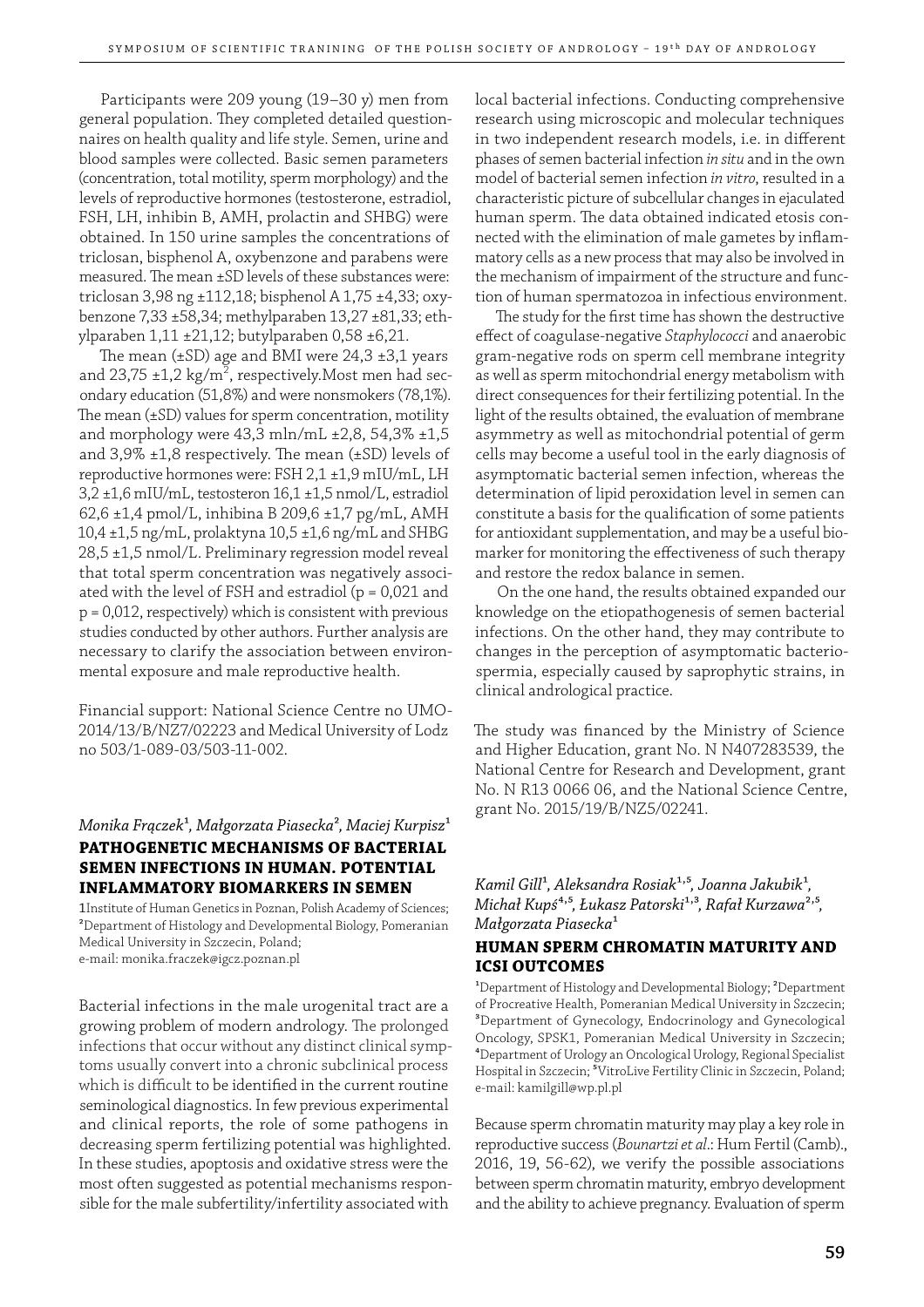Participants were 209 young (19–30 y) men from general population. They completed detailed questionnaires on health quality and life style. Semen, urine and blood samples were collected. Basic semen parameters (concentration, total motility, sperm morphology) and the levels of reproductive hormones (testosterone, estradiol, FSH, LH, inhibin B, AMH, prolactin and SHBG) were obtained. In 150 urine samples the concentrations of triclosan, bisphenol A, oxybenzone and parabens were measured. The mean ±SD levels of these substances were: triclosan 3,98 ng ±112,18; bisphenol A 1,75 ±4,33; oxybenzone 7,33 ±58,34; methylparaben 13,27 ±81,33; ethylparaben 1,11 ±21,12; butylparaben 0,58 ±6,21.

The mean (±SD) age and BMI were 24,3 ±3,1 years and 23,75 ±1,2 kg/m$^2$, respectively.Most men had secondary education (51,8%) and were nonsmokers (78,1%). The mean (±SD) values for sperm concentration, motility and morphology were 43,3 mln/mL ±2,8, 54,3% ±1,5 and 3,9% ±1,8 respectively. The mean (±SD) levels of reproductive hormones were: FSH 2,1 ±1,9 mIU/mL, LH 3,2 ±1,6 mIU/mL, testosteron 16,1 ±1,5 nmol/L, estradiol 62,6 ±1,4 pmol/L, inhibina B 209,6 ±1,7 pg/mL, AMH 10,4 ±1,5 ng/mL, prolaktyna 10,5 ±1,6 ng/mL and SHBG 28,5 ±1,5 nmol/L. Preliminary regression model reveal that total sperm concentration was negatively associated with the level of FSH and estradiol (p = 0,021 and p = 0,012, respectively) which is consistent with previous studies conducted by other authors. Further analysis are necessary to clarify the association between environmental exposure and male reproductive health.

Financial support: National Science Centre no UMO-2014/13/B/NZ7/02223 and Medical University of Lodz no 503/1-089-03/503-11-002.

*Monika Frączek*[1]*, Małgorzata Piasecka*[2]*, Maciej Kurpisz*[1]

## PATHOGENETIC MECHANISMS OF BACTERIAL SEMEN INFECTIONS IN HUMAN. POTENTIAL INFLAMMATORY BIOMARKERS IN SEMEN

1Institute of Human Genetics in Poznan, Polish Academy of Sciences; [2]Department of Histology and Developmental Biology, Pomeranian Medical University in Szczecin, Poland;
e-mail: monika.fraczek@igcz.poznan.pl

Bacterial infections in the male urogenital tract are a growing problem of modern andrology. The prolonged infections that occur without any distinct clinical symptoms usually convert into a chronic subclinical process which is difficult to be identified in the current routine seminological diagnostics. In few previous experimental and clinical reports, the role of some pathogens in decreasing sperm fertilizing potential was highlighted. In these studies, apoptosis and oxidative stress were the most often suggested as potential mechanisms responsible for the male subfertility/infertility associated with local bacterial infections. Conducting comprehensive research using microscopic and molecular techniques in two independent research models, i.e. in different phases of semen bacterial infection *in situ* and in the own model of bacterial semen infection *in vitro*, resulted in a characteristic picture of subcellular changes in ejaculated human sperm. The data obtained indicated etosis connected with the elimination of male gametes by inflammatory cells as a new process that may also be involved in the mechanism of impairment of the structure and function of human spermatozoa in infectious environment.

The study for the first time has shown the destructive effect of coagulase-negative *Staphylococci* and anaerobic gram-negative rods on sperm cell membrane integrity as well as sperm mitochondrial energy metabolism with direct consequences for their fertilizing potential. In the light of the results obtained, the evaluation of membrane asymmetry as well as mitochondrial potential of germ cells may become a useful tool in the early diagnosis of asymptomatic bacterial semen infection, whereas the determination of lipid peroxidation level in semen can constitute a basis for the qualification of some patients for antioxidant supplementation, and may be a useful biomarker for monitoring the effectiveness of such therapy and restore the redox balance in semen.

On the one hand, the results obtained expanded our knowledge on the etiopathogenesis of semen bacterial infections. On the other hand, they may contribute to changes in the perception of asymptomatic bacteriospermia, especially caused by saprophytic strains, in clinical andrological practice.

The study was financed by the Ministry of Science and Higher Education, grant No. N N407283539, the National Centre for Research and Development, grant No. N R13 0066 06, and the National Science Centre, grant No. 2015/19/B/NZ5/02241.

*Kamil Gill*[1]*, Aleksandra Rosiak*[1,5]*, Joanna Jakubik*[1]*, Michał Kupś*[4,5]*, Łukasz Patorski*[1,3]*, Rafał Kurzawa*[2,5]*, Małgorzata Piasecka*[1]

## HUMAN SPERM CHROMATIN MATURITY AND ICSI OUTCOMES

[1]Department of Histology and Developmental Biology; [2]Department of Procreative Health, Pomeranian Medical University in Szczecin; [3]Department of Gynecology, Endocrinology and Gynecological Oncology, SPSK1, Pomeranian Medical University in Szczecin; [4]Department of Urology an Oncological Urology, Regional Specialist Hospital in Szczecin; [5]VitroLive Fertility Clinic in Szczecin, Poland;
e-mail: kamilgill@wp.pl

Because sperm chromatin maturity may play a key role in reproductive success (*Bounartzi et al*.: Hum Fertil (Camb)., 2016, 19, 56-62), we verify the possible associations between sperm chromatin maturity, embryo development and the ability to achieve pregnancy. Evaluation of sperm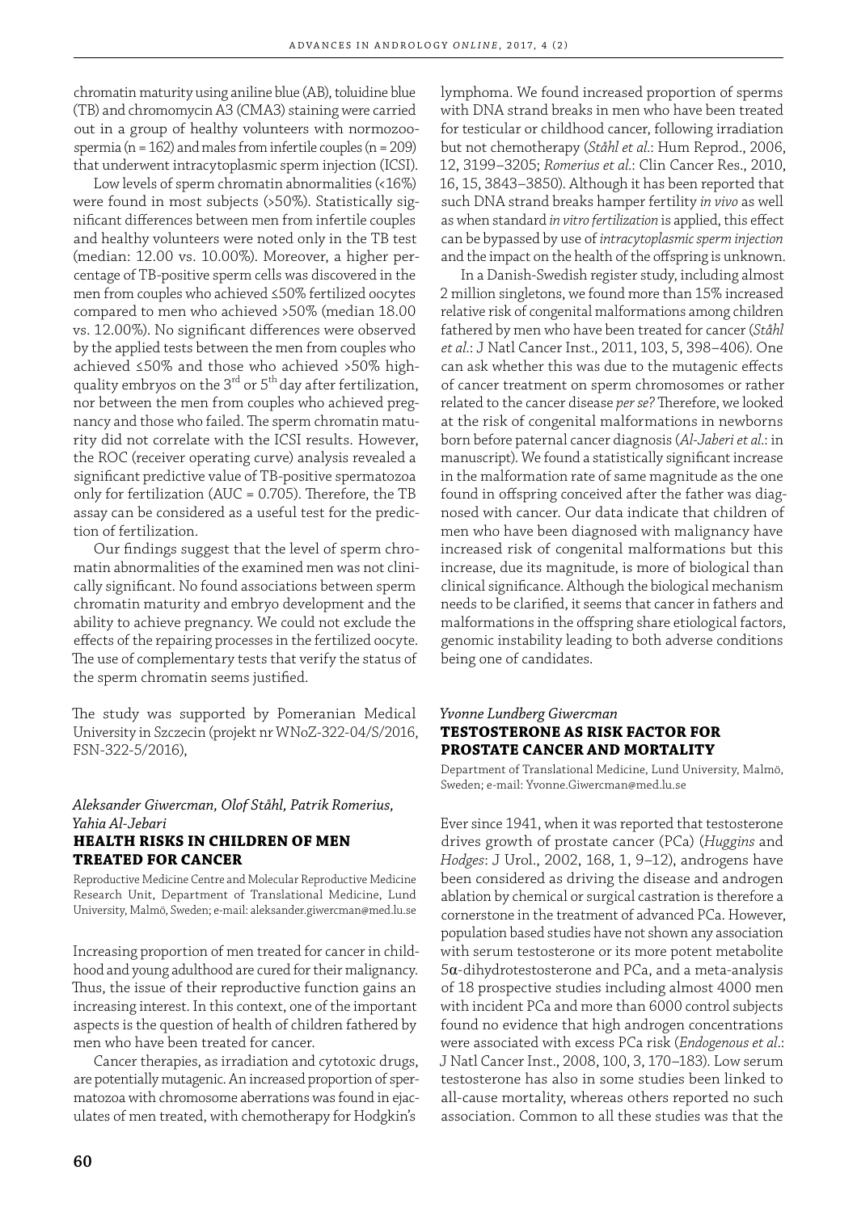chromatin maturity using aniline blue (AB), toluidine blue (TB) and chromomycin A3 (CMA3) staining were carried out in a group of healthy volunteers with normozoospermia (n = 162) and males from infertile couples (n = 209) that underwent intracytoplasmic sperm injection (ICSI).

Low levels of sperm chromatin abnormalities (<16%) were found in most subjects (>50%). Statistically significant differences between men from infertile couples and healthy volunteers were noted only in the TB test (median: 12.00 vs. 10.00%). Moreover, a higher percentage of TB-positive sperm cells was discovered in the men from couples who achieved ≤50% fertilized oocytes compared to men who achieved >50% (median 18.00 vs. 12.00%). No significant differences were observed by the applied tests between the men from couples who achieved ≤50% and those who achieved >50% high-quality embryos on the 3[rd] or 5[th] day after fertilization, nor between the men from couples who achieved pregnancy and those who failed. The sperm chromatin maturity did not correlate with the ICSI results. However, the ROC (receiver operating curve) analysis revealed a significant predictive value of TB-positive spermatozoa only for fertilization (AUC = 0.705). Therefore, the TB assay can be considered as a useful test for the prediction of fertilization.

Our findings suggest that the level of sperm chromatin abnormalities of the examined men was not clinically significant. No found associations between sperm chromatin maturity and embryo development and the ability to achieve pregnancy. We could not exclude the effects of the repairing processes in the fertilized oocyte. The use of complementary tests that verify the status of the sperm chromatin seems justified.

The study was supported by Pomeranian Medical University in Szczecin (projekt nr WNoZ-322-04/S/2016, FSN-322-5/2016),

*Aleksander Giwercman, Olof Ståhl, Patrik Romerius, Yahia Al-Jebari*

## HEALTH RISKS IN CHILDREN OF MEN TREATED FOR CANCER

Reproductive Medicine Centre and Molecular Reproductive Medicine Research Unit, Department of Translational Medicine, Lund University, Malmö, Sweden; e-mail: aleksander.giwercman@med.lu.se

Increasing proportion of men treated for cancer in childhood and young adulthood are cured for their malignancy. Thus, the issue of their reproductive function gains an increasing interest. In this context, one of the important aspects is the question of health of children fathered by men who have been treated for cancer.

Cancer therapies, as irradiation and cytotoxic drugs, are potentially mutagenic. An increased proportion of spermatozoa with chromosome aberrations was found in ejaculates of men treated, with chemotherapy for Hodgkin's lymphoma. We found increased proportion of sperms with DNA strand breaks in men who have been treated for testicular or childhood cancer, following irradiation but not chemotherapy (*Ståhl et al.*: Hum Reprod., 2006, 12, 3199–3205; *Romerius et al.*: Clin Cancer Res., 2010, 16, 15, 3843–3850). Although it has been reported that such DNA strand breaks hamper fertility *in vivo* as well as when standard *in vitro fertilization* is applied, this effect can be bypassed by use of *intracytoplasmic sperm injection* and the impact on the health of the offspring is unknown.

In a Danish-Swedish register study, including almost 2 million singletons, we found more than 15% increased relative risk of congenital malformations among children fathered by men who have been treated for cancer (*Ståhl et al.*: J Natl Cancer Inst., 2011, 103, 5, 398–406). One can ask whether this was due to the mutagenic effects of cancer treatment on sperm chromosomes or rather related to the cancer disease *per se?* Therefore, we looked at the risk of congenital malformations in newborns born before paternal cancer diagnosis (*Al-Jaberi et al.*: in manuscript). We found a statistically significant increase in the malformation rate of same magnitude as the one found in offspring conceived after the father was diagnosed with cancer. Our data indicate that children of men who have been diagnosed with malignancy have increased risk of congenital malformations but this increase, due its magnitude, is more of biological than clinical significance. Although the biological mechanism needs to be clarified, it seems that cancer in fathers and malformations in the offspring share etiological factors, genomic instability leading to both adverse conditions being one of candidates.

*Yvonne Lundberg Giwercman*

## TESTOSTERONE AS RISK FACTOR FOR PROSTATE CANCER AND MORTALITY

Department of Translational Medicine, Lund University, Malmö, Sweden; e-mail: Yvonne.Giwercman@med.lu.se

Ever since 1941, when it was reported that testosterone drives growth of prostate cancer (PCa) (*Huggins* and *Hodges*: J Urol., 2002, 168, 1, 9–12), androgens have been considered as driving the disease and androgen ablation by chemical or surgical castration is therefore a cornerstone in the treatment of advanced PCa. However, population based studies have not shown any association with serum testosterone or its more potent metabolite 5α-dihydrotestosterone and PCa, and a meta-analysis of 18 prospective studies including almost 4000 men with incident PCa and more than 6000 control subjects found no evidence that high androgen concentrations were associated with excess PCa risk (*Endogenous et al.*: J Natl Cancer Inst., 2008, 100, 3, 170–183). Low serum testosterone has also in some studies been linked to all-cause mortality, whereas others reported no such association. Common to all these studies was that the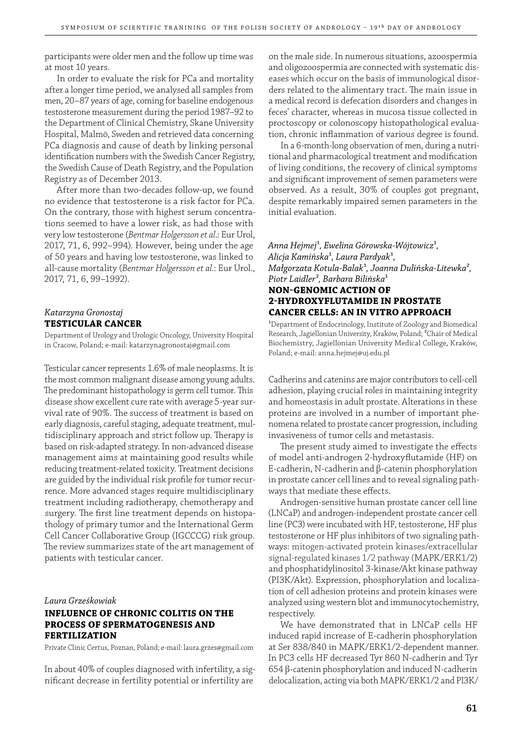participants were older men and the follow up time was at most 10 years.

In order to evaluate the risk for PCa and mortality after a longer time period, we analysed all samples from men, 20–87 years of age, coming for baseline endogenous testosterone measurement during the period 1987–92 to the Department of Clinical Chemistry, Skane University Hospital, Malmö, Sweden and retrieved data concerning PCa diagnosis and cause of death by linking personal identification numbers with the Swedish Cancer Registry, the Swedish Cause of Death Registry, and the Population Registry as of December 2013.

After more than two-decades follow-up, we found no evidence that testosterone is a risk factor for PCa. On the contrary, those with highest serum concentrations seemed to have a lower risk, as had those with very low testosterone (*Bentmar Holgersson et al.*: Eur Urol, 2017, 71, 6, 992–994). However, being under the age of 50 years and having low testosterone, was linked to all-cause mortality (*Bentmar Holgersson et al.*: Eur Urol., 2017, 71, 6, 99–1992).

*Katarzyna Gronostaj*

## TESTICULAR CANCER

Department of Urology and Urologic Oncology, University Hospital in Cracow, Poland; e-mail: katarzynagronostaj@gmail.com

Testicular cancer represents 1.6% of male neoplasms. It is the most common malignant disease among young adults. The predominant histopathology is germ cell tumor. This disease show excellent cure rate with average 5-year survival rate of 90%. The success of treatment is based on early diagnosis, careful staging, adequate treatment, multidisciplinary approach and strict follow up. Therapy is based on risk-adapted strategy. In non-advanced disease management aims at maintaining good results while reducing treatment-related toxicity. Treatment decisions are guided by the individual risk profile for tumor recurrence. More advanced stages require multidisciplinary treatment including radiotherapy, chemotherapy and surgery. The first line treatment depends on histopathology of primary tumor and the International Germ Cell Cancer Collaborative Group (IGCCCG) risk group. The review summarizes state of the art management of patients with testicular cancer.

*Laura Grześkowiak*

## INFLUENCE OF CHRONIC COLITIS ON THE PROCESS OF SPERMATOGENESIS AND FERTILIZATION

Private Clinic Certus, Poznan, Poland; e-mail: laura.grzes@gmail.com

In about 40% of couples diagnosed with infertility, a significant decrease in fertility potential or infertility are on the male side. In numerous situations, azoospermia and oligozoospermia are connected with systematic diseases which occur on the basis of immunological disorders related to the alimentary tract. The main issue in a medical record is defecation disorders and changes in feces' character, whereas in mucosa tissue collected in proctoscopy or colonoscopy histopathological evaluation, chronic inflammation of various degree is found.

In a 6-month-long observation of men, during a nutritional and pharmacological treatment and modification of living conditions, the recovery of clinical symptoms and significant improvement of semen parameters were observed. As a result, 30% of couples got pregnant, despite remarkably impaired semen parameters in the initial evaluation.

*Anna Hejmej[1], Ewelina Górowska-Wójtowicz[1], Alicja Kamińska[1], Laura Pardyak[1], Małgorzata Kotula-Balak[1], Joanna Dulińska-Litewka[2], Piotr Laidler[2], Barbara Bilińska[1]*

## NON-GENOMIC ACTION OF 2-HYDROXYFLUTAMIDE IN PROSTATE CANCER CELLS: AN IN VITRO APPROACH

[1]Department of Endocrinology, Institute of Zoology and Biomedical Research, Jagiellonian University, Kraków, Poland; [2]Chair of Medical Biochemistry, Jagiellonian University Medical College, Kraków, Poland; e-mail: anna.hejmej@uj.edu.pl

Cadherins and catenins are major contributors to cell-cell adhesion, playing crucial roles in maintaining integrity and homeostasis in adult prostate. Alterations in these proteins are involved in a number of important phenomena related to prostate cancer progression, including invasiveness of tumor cells and metastasis.

The present study aimed to investigate the effects of model anti-androgen 2-hydroxyflutamide (HF) on E-cadherin, N-cadherin and β-catenin phosphorylation in prostate cancer cell lines and to reveal signaling pathways that mediate these effects.

Androgen-sensitive human prostate cancer cell line (LNCaP) and androgen-independent prostate cancer cell line (PC3) were incubated with HF, testosterone, HF plus testosterone or HF plus inhibitors of two signaling pathways: mitogen-activated protein kinases/extracellular signal-regulated kinases 1/2 pathway (MAPK/ERK1/2) and phosphatidylinositol 3-kinase/Akt kinase pathway (PI3K/Akt). Expression, phosphorylation and localization of cell adhesion proteins and protein kinases were analyzed using western blot and immunocytochemistry, respectively.

We have demonstrated that in LNCaP cells HF induced rapid increase of E-cadherin phosphorylation at Ser 838/840 in MAPK/ERK1/2-dependent manner. In PC3 cells HF decreased Tyr 860 N-cadherin and Tyr 654 β-catenin phosphorylation and induced N-cadherin delocalization, acting via both MAPK/ERK1/2 and PI3K/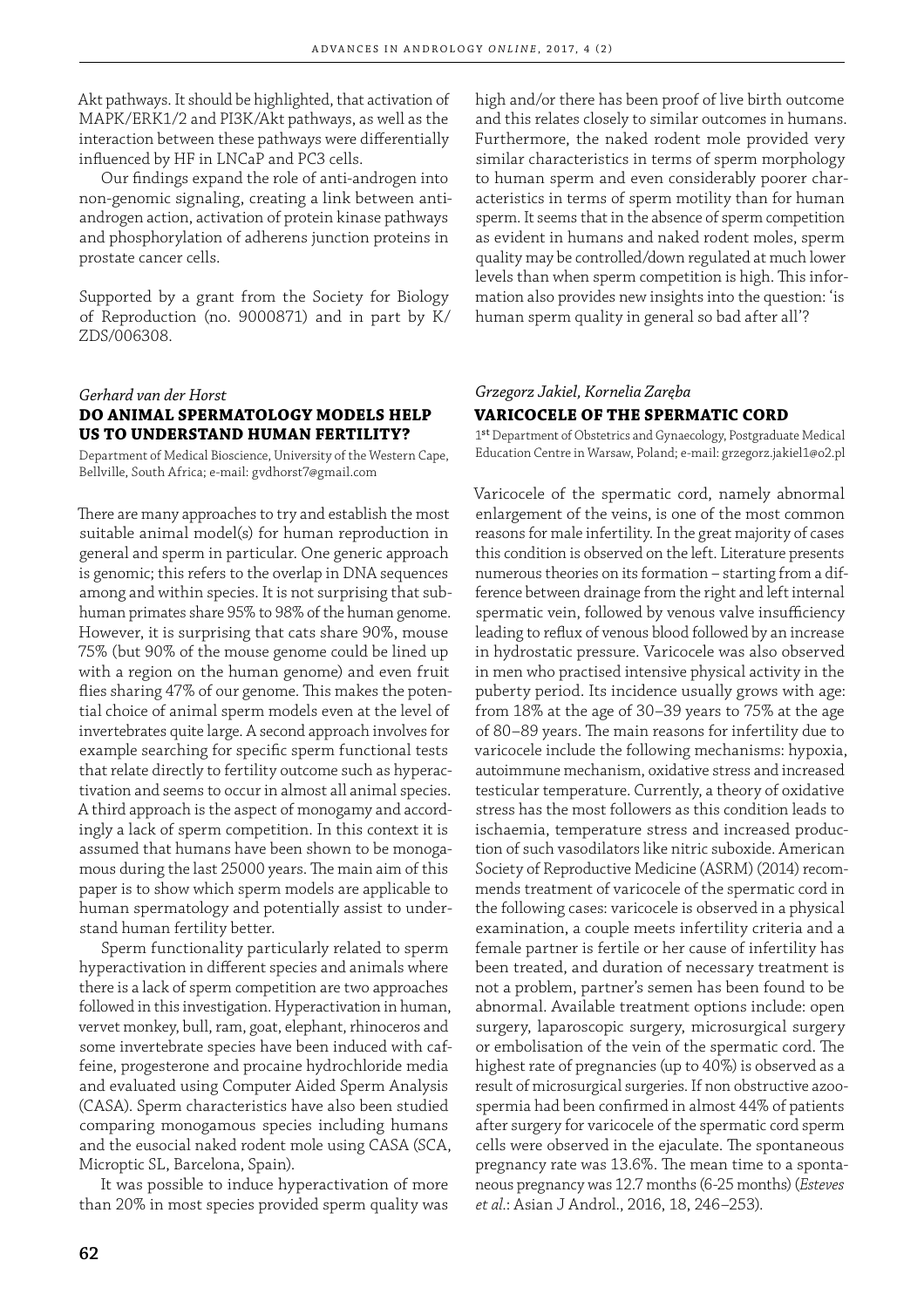Akt pathways. It should be highlighted, that activation of MAPK/ERK1/2 and PI3K/Akt pathways, as well as the interaction between these pathways were differentially influenced by HF in LNCaP and PC3 cells.

Our findings expand the role of anti-androgen into non-genomic signaling, creating a link between anti-androgen action, activation of protein kinase pathways and phosphorylation of adherens junction proteins in prostate cancer cells.

Supported by a grant from the Society for Biology of Reproduction (no. 9000871) and in part by K/ZDS/006308.

*Gerhard van der Horst*

## DO ANIMAL SPERMATOLOGY MODELS HELP US TO UNDERSTAND HUMAN FERTILITY?

Department of Medical Bioscience, University of the Western Cape, Bellville, South Africa; e-mail: gvdhorst7@gmail.com

There are many approaches to try and establish the most suitable animal model(s) for human reproduction in general and sperm in particular. One generic approach is genomic; this refers to the overlap in DNA sequences among and within species. It is not surprising that sub-human primates share 95% to 98% of the human genome. However, it is surprising that cats share 90%, mouse 75% (but 90% of the mouse genome could be lined up with a region on the human genome) and even fruit flies sharing 47% of our genome. This makes the potential choice of animal sperm models even at the level of invertebrates quite large. A second approach involves for example searching for specific sperm functional tests that relate directly to fertility outcome such as hyperactivation and seems to occur in almost all animal species. A third approach is the aspect of monogamy and accordingly a lack of sperm competition. In this context it is assumed that humans have been shown to be monogamous during the last 25000 years. The main aim of this paper is to show which sperm models are applicable to human spermatology and potentially assist to understand human fertility better.

Sperm functionality particularly related to sperm hyperactivation in different species and animals where there is a lack of sperm competition are two approaches followed in this investigation. Hyperactivation in human, vervet monkey, bull, ram, goat, elephant, rhinoceros and some invertebrate species have been induced with caffeine, progesterone and procaine hydrochloride media and evaluated using Computer Aided Sperm Analysis (CASA). Sperm characteristics have also been studied comparing monogamous species including humans and the eusocial naked rodent mole using CASA (SCA, Microptic SL, Barcelona, Spain).

It was possible to induce hyperactivation of more than 20% in most species provided sperm quality was high and/or there has been proof of live birth outcome and this relates closely to similar outcomes in humans. Furthermore, the naked rodent mole provided very similar characteristics in terms of sperm morphology to human sperm and even considerably poorer characteristics in terms of sperm motility than for human sperm. It seems that in the absence of sperm competition as evident in humans and naked rodent moles, sperm quality may be controlled/down regulated at much lower levels than when sperm competition is high. This information also provides new insights into the question: 'is human sperm quality in general so bad after all'?

*Grzegorz Jakiel, Kornelia Zaręba*

## VARICOCELE OF THE SPERMATIC CORD

1st Department of Obstetrics and Gynaecology, Postgraduate Medical Education Centre in Warsaw, Poland; e-mail: grzegorz.jakiel1@o2.pl

Varicocele of the spermatic cord, namely abnormal enlargement of the veins, is one of the most common reasons for male infertility. In the great majority of cases this condition is observed on the left. Literature presents numerous theories on its formation – starting from a difference between drainage from the right and left internal spermatic vein, followed by venous valve insufficiency leading to reflux of venous blood followed by an increase in hydrostatic pressure. Varicocele was also observed in men who practised intensive physical activity in the puberty period. Its incidence usually grows with age: from 18% at the age of 30–39 years to 75% at the age of 80–89 years. The main reasons for infertility due to varicocele include the following mechanisms: hypoxia, autoimmune mechanism, oxidative stress and increased testicular temperature. Currently, a theory of oxidative stress has the most followers as this condition leads to ischaemia, temperature stress and increased production of such vasodilators like nitric suboxide. American Society of Reproductive Medicine (ASRM) (2014) recommends treatment of varicocele of the spermatic cord in the following cases: varicocele is observed in a physical examination, a couple meets infertility criteria and a female partner is fertile or her cause of infertility has been treated, and duration of necessary treatment is not a problem, partner's semen has been found to be abnormal. Available treatment options include: open surgery, laparoscopic surgery, microsurgical surgery or embolisation of the vein of the spermatic cord. The highest rate of pregnancies (up to 40%) is observed as a result of microsurgical surgeries. If non obstructive azoospermia had been confirmed in almost 44% of patients after surgery for varicocele of the spermatic cord sperm cells were observed in the ejaculate. The spontaneous pregnancy rate was 13.6%. The mean time to a spontaneous pregnancy was 12.7 months (6-25 months) (*Esteves et al.*: Asian J Androl., 2016, 18, 246–253).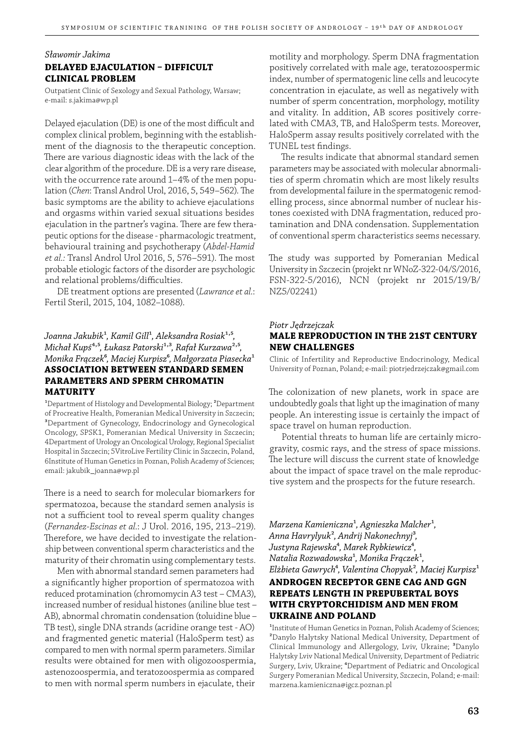*Sławomir Jakima*

### DELAYED EJACULATION – DIFFICULT CLINICAL PROBLEM

Outpatient Clinic of Sexology and Sexual Pathology, Warsaw; e-mail: s.jakima@wp.pl

Delayed ejaculation (DE) is one of the most difficult and complex clinical problem, beginning with the establishment of the diagnosis to the therapeutic conception. There are various diagnostic ideas with the lack of the clear algorithm of the procedure. DE is a very rare disease, with the occurrence rate around 1–4% of the men population (*Chen*: Transl Androl Urol, 2016, 5, 549–562). The basic symptoms are the ability to achieve ejaculations and orgasms within varied sexual situations besides ejaculation in the partner's vagina. There are few therapeutic options for the disease - pharmacologic treatment, behavioural training and psychotherapy (*Abdel-Hamid et al.:* Transl Androl Urol 2016, 5, 576–591). The most probable etiologic factors of the disorder are psychologic and relational problems/difficulties.

DE treatment options are presented (*Lawrance et al.*: Fertil Steril, 2015, 104, 1082–1088).

*Joanna Jakubik[1], Kamil Gill[1], Aleksandra Rosiak[1,5], Michał Kupś[4,5], Łukasz Patorski[1,3], Rafał Kurzawa[2,5], Monika Frączek[6], Maciej Kurpisz[6], Małgorzata Piasecka[1]*

### ASSOCIATION BETWEEN STANDARD SEMEN PARAMETERS AND SPERM CHROMATIN MATURITY

[1]Department of Histology and Developmental Biology; [2]Department of Procreative Health, Pomeranian Medical University in Szczecin; [3]Department of Gynecology, Endocrinology and Gynecological Oncology, SPSK1, Pomeranian Medical University in Szczecin; 4Department of Urology an Oncological Urology, Regional Specialist Hospital in Szczecin; 5VitroLive Fertility Clinic in Szczecin, Poland, 6Institute of Human Genetics in Poznan, Polish Academy of Sciences; email: jakubik_joanna@wp.pl

There is a need to search for molecular biomarkers for spermatozoa, because the standard semen analysis is not a sufficient tool to reveal sperm quality changes (*Fernandez-Escinas et al.*: J Urol. 2016, 195, 213–219). Therefore, we have decided to investigate the relationship between conventional sperm characteristics and the maturity of their chromatin using complementary tests.

Men with abnormal standard semen parameters had a significantly higher proportion of spermatozoa with reduced protamination (chromomycin A3 test – CMA3), increased number of residual histones (aniline blue test – AB), abnormal chromatin condensation (toluidine blue – TB test), single DNA strands (acridine orange test - AO) and fragmented genetic material (HaloSperm test) as compared to men with normal sperm parameters. Similar results were obtained for men with oligozoospermia, astenozoospermia, and teratozoospermia as compared to men with normal sperm numbers in ejaculate, their motility and morphology. Sperm DNA fragmentation positively correlated with male age, teratozoospermic index, number of spermatogenic line cells and leucocyte concentration in ejaculate, as well as negatively with number of sperm concentration, morphology, motility and vitality. In addition, AB scores positively correlated with CMA3, TB, and HaloSperm tests. Moreover, HaloSperm assay results positively correlated with the TUNEL test findings.

The results indicate that abnormal standard semen parameters may be associated with molecular abnormalities of sperm chromatin which are most likely results from developmental failure in the spermatogenic remodelling process, since abnormal number of nuclear histones coexisted with DNA fragmentation, reduced protamination and DNA condensation. Supplementation of conventional sperm characteristics seems necessary.

The study was supported by Pomeranian Medical University in Szczecin (projekt nr WNoZ-322-04/S/2016, FSN-322-5/2016), NCN (projekt nr 2015/19/B/NZ5/02241)

*Piotr Jędrzejczak*

### MALE REPRODUCTION IN THE 21ST CENTURY NEW CHALLENGES

Clinic of Infertility and Reproductive Endocrinology, Medical University of Poznan, Poland; e-mail: piotrjedrzejczak@gmail.com

The colonization of new planets, work in space are undoubtedly goals that light up the imagination of many people. An interesting issue is certainly the impact of space travel on human reproduction.

Potential threats to human life are certainly microgravity, cosmic rays, and the stress of space missions. The lecture will discuss the current state of knowledge about the impact of space travel on the male reproductive system and the prospects for the future research.

*Marzena Kamieniczna[1], Agnieszka Malcher[1], Anna Havrylyuk[2], Andrij Nakonechnyj[3], Justyna Rajewska[4], Marek Rybkiewicz[4], Natalia Rozwadowska[1], Monika Frączek[1], Elżbieta Gawrych[4], Valentina Chopyak[2], Maciej Kurpisz[1]*

### ANDROGEN RECEPTOR GENE CAG AND GGN REPEATS LENGTH IN PREPUBERTAL BOYS WITH CRYPTORCHIDISM AND MEN FROM UKRAINE AND POLAND

[1]Institute of Human Genetics in Poznan, Polish Academy of Sciences; [2]Danylo Halytsky National Medical University, Department of Clinical Immunology and Allergology, Lviv, Ukraine; [3]Danylo Halytsky Lviv National Medical University, Department of Pediatric Surgery, Lviv, Ukraine; [4]Department of Pediatric and Oncological Surgery Pomeranian Medical University, Szczecin, Poland; e-mail: marzena.kamieniczna@igcz.poznan.pl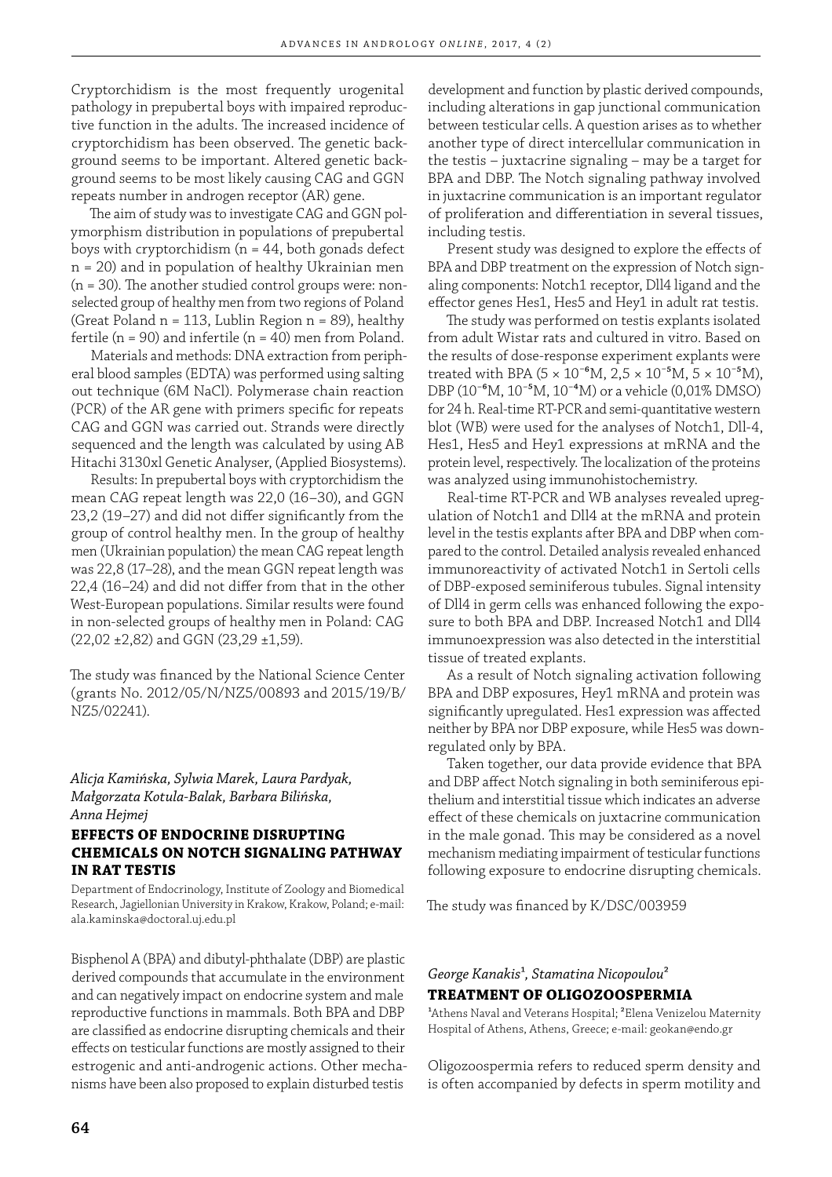Cryptorchidism is the most frequently urogenital pathology in prepubertal boys with impaired reproductive function in the adults. The increased incidence of cryptorchidism has been observed. The genetic background seems to be important. Altered genetic background seems to be most likely causing CAG and GGN repeats number in androgen receptor (AR) gene.

The aim of study was to investigate CAG and GGN polymorphism distribution in populations of prepubertal boys with cryptorchidism (n = 44, both gonads defect n = 20) and in population of healthy Ukrainian men (n = 30). The another studied control groups were: non-selected group of healthy men from two regions of Poland (Great Poland n = 113, Lublin Region n = 89), healthy fertile (n = 90) and infertile (n = 40) men from Poland.

Materials and methods: DNA extraction from peripheral blood samples (EDTA) was performed using salting out technique (6M NaCl). Polymerase chain reaction (PCR) of the AR gene with primers specific for repeats CAG and GGN was carried out. Strands were directly sequenced and the length was calculated by using AB Hitachi 3130xl Genetic Analyser, (Applied Biosystems).

Results: In prepubertal boys with cryptorchidism the mean CAG repeat length was 22,0 (16–30), and GGN 23,2 (19–27) and did not differ significantly from the group of control healthy men. In the group of healthy men (Ukrainian population) the mean CAG repeat length was 22,8 (17–28), and the mean GGN repeat length was 22,4 (16–24) and did not differ from that in the other West-European populations. Similar results were found in non-selected groups of healthy men in Poland: CAG (22,02 ±2,82) and GGN (23,29 ±1,59).

The study was financed by the National Science Center (grants No. 2012/05/N/NZ5/00893 and 2015/19/B/NZ5/02241).

*Alicja Kamińska, Sylwia Marek, Laura Pardyak, Małgorzata Kotula-Balak, Barbara Bilińska, Anna Hejmej*

## EFFECTS OF ENDOCRINE DISRUPTING CHEMICALS ON NOTCH SIGNALING PATHWAY IN RAT TESTIS

Department of Endocrinology, Institute of Zoology and Biomedical Research, Jagiellonian University in Krakow, Krakow, Poland; e-mail: ala.kaminska@doctoral.uj.edu.pl

Bisphenol A (BPA) and dibutyl-phthalate (DBP) are plastic derived compounds that accumulate in the environment and can negatively impact on endocrine system and male reproductive functions in mammals. Both BPA and DBP are classified as endocrine disrupting chemicals and their effects on testicular functions are mostly assigned to their estrogenic and anti-androgenic actions. Other mechanisms have been also proposed to explain disturbed testis development and function by plastic derived compounds, including alterations in gap junctional communication between testicular cells. A question arises as to whether another type of direct intercellular communication in the testis – juxtacrine signaling – may be a target for BPA and DBP. The Notch signaling pathway involved in juxtacrine communication is an important regulator of proliferation and differentiation in several tissues, including testis.

Present study was designed to explore the effects of BPA and DBP treatment on the expression of Notch signaling components: Notch1 receptor, Dll4 ligand and the effector genes Hes1, Hes5 and Hey1 in adult rat testis.

The study was performed on testis explants isolated from adult Wistar rats and cultured in vitro. Based on the results of dose-response experiment explants were treated with BPA ($5 \times 10^{-6}$M, $2,5 \times 10^{-5}$M, $5 \times 10^{-5}$M), DBP ($10^{-6}$M, $10^{-5}$M, $10^{-4}$M) or a vehicle (0,01% DMSO) for 24 h. Real-time RT-PCR and semi-quantitative western blot (WB) were used for the analyses of Notch1, Dll-4, Hes1, Hes5 and Hey1 expressions at mRNA and the protein level, respectively. The localization of the proteins was analyzed using immunohistochemistry.

Real-time RT-PCR and WB analyses revealed upregulation of Notch1 and Dll4 at the mRNA and protein level in the testis explants after BPA and DBP when compared to the control. Detailed analysis revealed enhanced immunoreactivity of activated Notch1 in Sertoli cells of DBP-exposed seminiferous tubules. Signal intensity of Dll4 in germ cells was enhanced following the exposure to both BPA and DBP. Increased Notch1 and Dll4 immunoexpression was also detected in the interstitial tissue of treated explants.

As a result of Notch signaling activation following BPA and DBP exposures, Hey1 mRNA and protein was significantly upregulated. Hes1 expression was affected neither by BPA nor DBP exposure, while Hes5 was downregulated only by BPA.

Taken together, our data provide evidence that BPA and DBP affect Notch signaling in both seminiferous epithelium and interstitial tissue which indicates an adverse effect of these chemicals on juxtacrine communication in the male gonad. This may be considered as a novel mechanism mediating impairment of testicular functions following exposure to endocrine disrupting chemicals.

The study was financed by K/DSC/003959

*George Kanakis[1], Stamatina Nicopoulou[2]*

## TREATMENT OF OLIGOZOOSPERMIA

[1]Athens Naval and Veterans Hospital; [2]Elena Venizelou Maternity Hospital of Athens, Athens, Greece; e-mail: geokan@endo.gr

Oligozoospermia refers to reduced sperm density and is often accompanied by defects in sperm motility and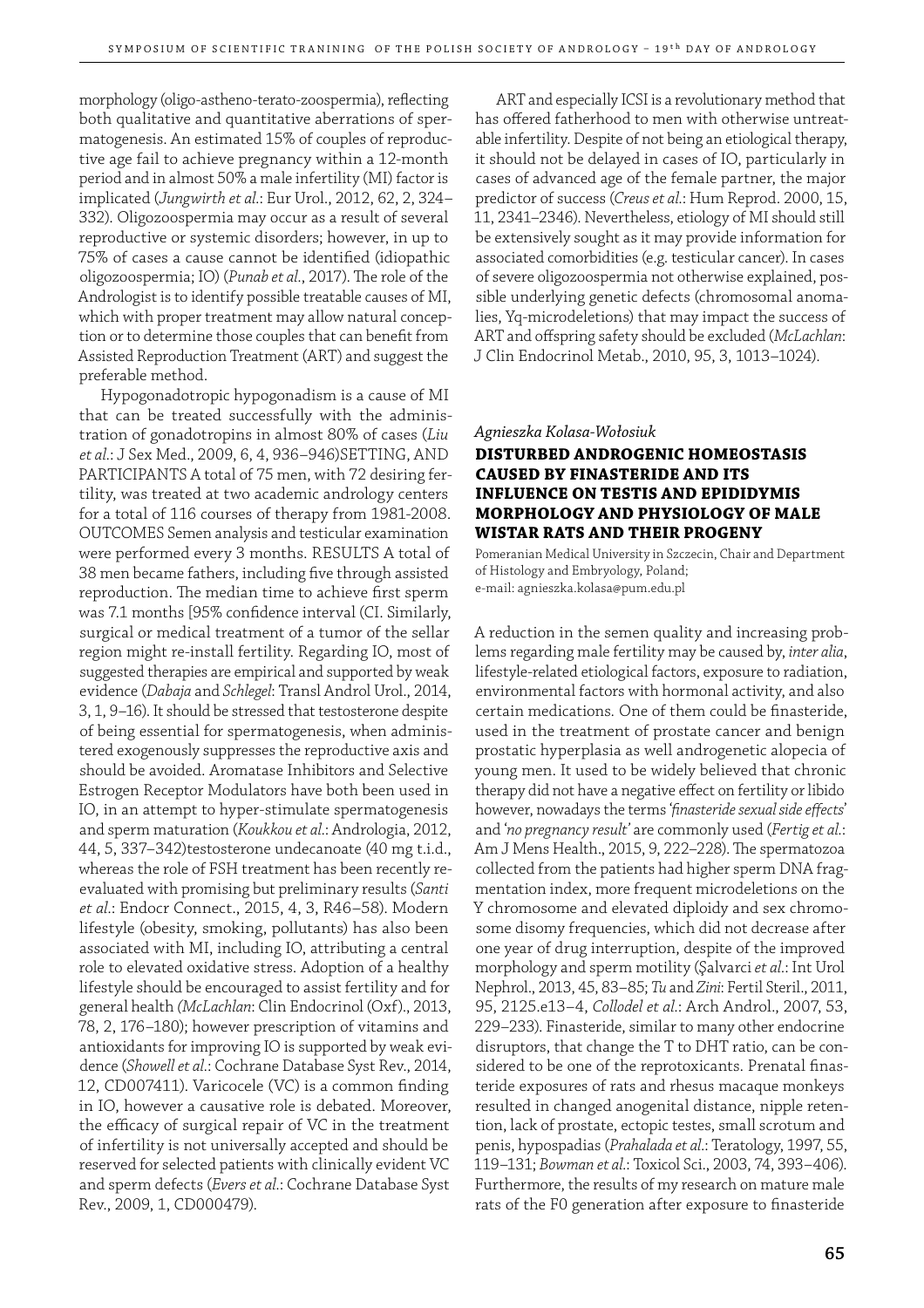morphology (oligo-astheno-terato-zoospermia), reflecting both qualitative and quantitative aberrations of spermatogenesis. An estimated 15% of couples of reproductive age fail to achieve pregnancy within a 12-month period and in almost 50% a male infertility (MI) factor is implicated (*Jungwirth et al.*: Eur Urol., 2012, 62, 2, 324–332). Oligozoospermia may occur as a result of several reproductive or systemic disorders; however, in up to 75% of cases a cause cannot be identified (idiopathic oligozoospermia; IO) (*Punab et al.*, 2017). The role of the Andrologist is to identify possible treatable causes of MI, which with proper treatment may allow natural conception or to determine those couples that can benefit from Assisted Reproduction Treatment (ART) and suggest the preferable method.

Hypogonadotropic hypogonadism is a cause of MI that can be treated successfully with the administration of gonadotropins in almost 80% of cases (*Liu et al.*: J Sex Med., 2009, 6, 4, 936–946)SETTING, AND PARTICIPANTS A total of 75 men, with 72 desiring fertility, was treated at two academic andrology centers for a total of 116 courses of therapy from 1981-2008. OUTCOMES Semen analysis and testicular examination were performed every 3 months. RESULTS A total of 38 men became fathers, including five through assisted reproduction. The median time to achieve first sperm was 7.1 months [95% confidence interval (CI. Similarly, surgical or medical treatment of a tumor of the sellar region might re-install fertility. Regarding IO, most of suggested therapies are empirical and supported by weak evidence (*Dabaja* and *Schlegel*: Transl Androl Urol., 2014, 3, 1, 9–16). It should be stressed that testosterone despite of being essential for spermatogenesis, when administered exogenously suppresses the reproductive axis and should be avoided. Aromatase Inhibitors and Selective Estrogen Receptor Modulators have both been used in IO, in an attempt to hyper-stimulate spermatogenesis and sperm maturation (*Koukkou et al.*: Andrologia, 2012, 44, 5, 337–342)testosterone undecanoate (40 mg t.i.d., whereas the role of FSH treatment has been recently re-evaluated with promising but preliminary results (*Santi et al.*: Endocr Connect., 2015, 4, 3, R46–58). Modern lifestyle (obesity, smoking, pollutants) has also been associated with MI, including IO, attributing a central role to elevated oxidative stress. Adoption of a healthy lifestyle should be encouraged to assist fertility and for general health (*McLachlan*: Clin Endocrinol (Oxf)., 2013, 78, 2, 176–180); however prescription of vitamins and antioxidants for improving IO is supported by weak evidence (*Showell et al.*: Cochrane Database Syst Rev., 2014, 12, CD007411). Varicocele (VC) is a common finding in IO, however a causative role is debated. Moreover, the efficacy of surgical repair of VC in the treatment of infertility is not universally accepted and should be reserved for selected patients with clinically evident VC and sperm defects (*Evers et al.*: Cochrane Database Syst Rev., 2009, 1, CD000479).

ART and especially ICSI is a revolutionary method that has offered fatherhood to men with otherwise untreatable infertility. Despite of not being an etiological therapy, it should not be delayed in cases of IO, particularly in cases of advanced age of the female partner, the major predictor of success (*Creus et al.*: Hum Reprod. 2000, 15, 11, 2341–2346). Nevertheless, etiology of MI should still be extensively sought as it may provide information for associated comorbidities (e.g. testicular cancer). In cases of severe oligozoospermia not otherwise explained, possible underlying genetic defects (chromosomal anomalies, Yq-microdeletions) that may impact the success of ART and offspring safety should be excluded (*McLachlan*: J Clin Endocrinol Metab., 2010, 95, 3, 1013–1024).

*Agnieszka Kolasa-Wołosiuk*

## DISTURBED ANDROGENIC HOMEOSTASIS CAUSED BY FINASTERIDE AND ITS INFLUENCE ON TESTIS AND EPIDIDYMIS MORPHOLOGY AND PHYSIOLOGY OF MALE WISTAR RATS AND THEIR PROGENY

Pomeranian Medical University in Szczecin, Chair and Department of Histology and Embryology, Poland;
e-mail: agnieszka.kolasa@pum.edu.pl

A reduction in the semen quality and increasing problems regarding male fertility may be caused by, *inter alia*, lifestyle-related etiological factors, exposure to radiation, environmental factors with hormonal activity, and also certain medications. One of them could be finasteride, used in the treatment of prostate cancer and benign prostatic hyperplasia as well androgenetic alopecia of young men. It used to be widely believed that chronic therapy did not have a negative effect on fertility or libido however, nowadays the terms '*finasteride sexual side effects*' and '*no pregnancy result*' are commonly used (*Fertig et al.*: Am J Mens Health., 2015, 9, 222–228). The spermatozoa collected from the patients had higher sperm DNA fragmentation index, more frequent microdeletions on the Y chromosome and elevated diploidy and sex chromosome disomy frequencies, which did not decrease after one year of drug interruption, despite of the improved morphology and sperm motility (*Şalvarci et al.*: Int Urol Nephrol., 2013, 45, 83–85; *Tu* and *Zini*: Fertil Steril., 2011, 95, 2125.e13–4, *Collodel et al.*: Arch Androl., 2007, 53, 229–233). Finasteride, similar to many other endocrine disruptors, that change the T to DHT ratio, can be considered to be one of the reprotoxicants. Prenatal finasteride exposures of rats and rhesus macaque monkeys resulted in changed anogenital distance, nipple retention, lack of prostate, ectopic testes, small scrotum and penis, hypospadias (*Prahalada et al.*: Teratology, 1997, 55, 119–131; *Bowman et al.*: Toxicol Sci., 2003, 74, 393–406). Furthermore, the results of my research on mature male rats of the F0 generation after exposure to finasteride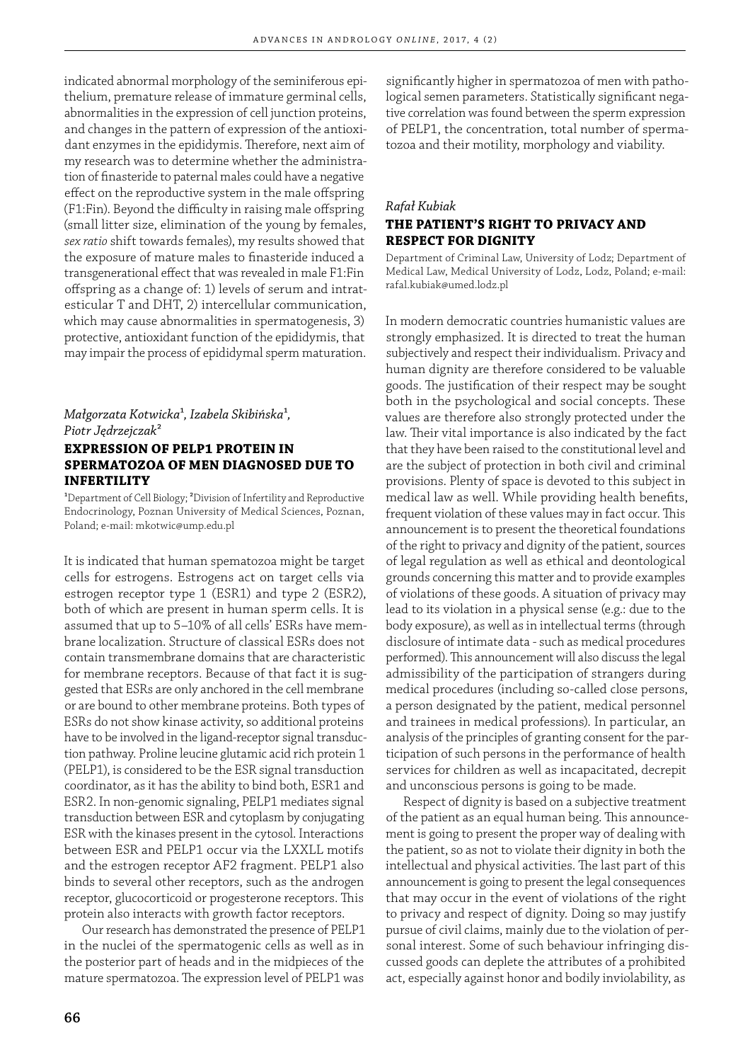indicated abnormal morphology of the seminiferous epithelium, premature release of immature germinal cells, abnormalities in the expression of cell junction proteins, and changes in the pattern of expression of the antioxidant enzymes in the epididymis. Therefore, next aim of my research was to determine whether the administration of finasteride to paternal males could have a negative effect on the reproductive system in the male offspring (F1:Fin). Beyond the difficulty in raising male offspring (small litter size, elimination of the young by females, *sex ratio* shift towards females), my results showed that the exposure of mature males to finasteride induced a transgenerational effect that was revealed in male F1:Fin offspring as a change of: 1) levels of serum and intratesticular T and DHT, 2) intercellular communication, which may cause abnormalities in spermatogenesis, 3) protective, antioxidant function of the epididymis, that may impair the process of epididymal sperm maturation.

*Małgorzata Kotwicka*[1]*, Izabela Skibińska*[1]*, Piotr Jędrzejczak*[2]

## EXPRESSION OF PELP1 PROTEIN IN SPERMATOZOA OF MEN DIAGNOSED DUE TO INFERTILITY

[1]Department of Cell Biology; [2]Division of Infertility and Reproductive Endocrinology, Poznan University of Medical Sciences, Poznan, Poland; e-mail: mkotwic@ump.edu.pl

It is indicated that human spermatozoa might be target cells for estrogens. Estrogens act on target cells via estrogen receptor type 1 (ESR1) and type 2 (ESR2), both of which are present in human sperm cells. It is assumed that up to 5–10% of all cells' ESRs have membrane localization. Structure of classical ESRs does not contain transmembrane domains that are characteristic for membrane receptors. Because of that fact it is suggested that ESRs are only anchored in the cell membrane or are bound to other membrane proteins. Both types of ESRs do not show kinase activity, so additional proteins have to be involved in the ligand-receptor signal transduction pathway. Proline leucine glutamic acid rich protein 1 (PELP1), is considered to be the ESR signal transduction coordinator, as it has the ability to bind both, ESR1 and ESR2. In non-genomic signaling, PELP1 mediates signal transduction between ESR and cytoplasm by conjugating ESR with the kinases present in the cytosol. Interactions between ESR and PELP1 occur via the LXXLL motifs and the estrogen receptor AF2 fragment. PELP1 also binds to several other receptors, such as the androgen receptor, glucocorticoid or progesterone receptors. This protein also interacts with growth factor receptors.

Our research has demonstrated the presence of PELP1 in the nuclei of the spermatogenic cells as well as in the posterior part of heads and in the midpieces of the mature spermatozoa. The expression level of PELP1 was significantly higher in spermatozoa of men with pathological semen parameters. Statistically significant negative correlation was found between the sperm expression of PELP1, the concentration, total number of spermatozoa and their motility, morphology and viability.

*Rafał Kubiak*

## THE PATIENT'S RIGHT TO PRIVACY AND RESPECT FOR DIGNITY

Department of Criminal Law, University of Lodz; Department of Medical Law, Medical University of Lodz, Lodz, Poland; e-mail: rafal.kubiak@umed.lodz.pl

In modern democratic countries humanistic values are strongly emphasized. It is directed to treat the human subjectively and respect their individualism. Privacy and human dignity are therefore considered to be valuable goods. The justification of their respect may be sought both in the psychological and social concepts. These values are therefore also strongly protected under the law. Their vital importance is also indicated by the fact that they have been raised to the constitutional level and are the subject of protection in both civil and criminal provisions. Plenty of space is devoted to this subject in medical law as well. While providing health benefits, frequent violation of these values may in fact occur. This announcement is to present the theoretical foundations of the right to privacy and dignity of the patient, sources of legal regulation as well as ethical and deontological grounds concerning this matter and to provide examples of violations of these goods. A situation of privacy may lead to its violation in a physical sense (e.g.: due to the body exposure), as well as in intellectual terms (through disclosure of intimate data - such as medical procedures performed). This announcement will also discuss the legal admissibility of the participation of strangers during medical procedures (including so-called close persons, a person designated by the patient, medical personnel and trainees in medical professions). In particular, an analysis of the principles of granting consent for the participation of such persons in the performance of health services for children as well as incapacitated, decrepit and unconscious persons is going to be made.

Respect of dignity is based on a subjective treatment of the patient as an equal human being. This announcement is going to present the proper way of dealing with the patient, so as not to violate their dignity in both the intellectual and physical activities. The last part of this announcement is going to present the legal consequences that may occur in the event of violations of the right to privacy and respect of dignity. Doing so may justify pursue of civil claims, mainly due to the violation of personal interest. Some of such behaviour infringing discussed goods can deplete the attributes of a prohibited act, especially against honor and bodily inviolability, as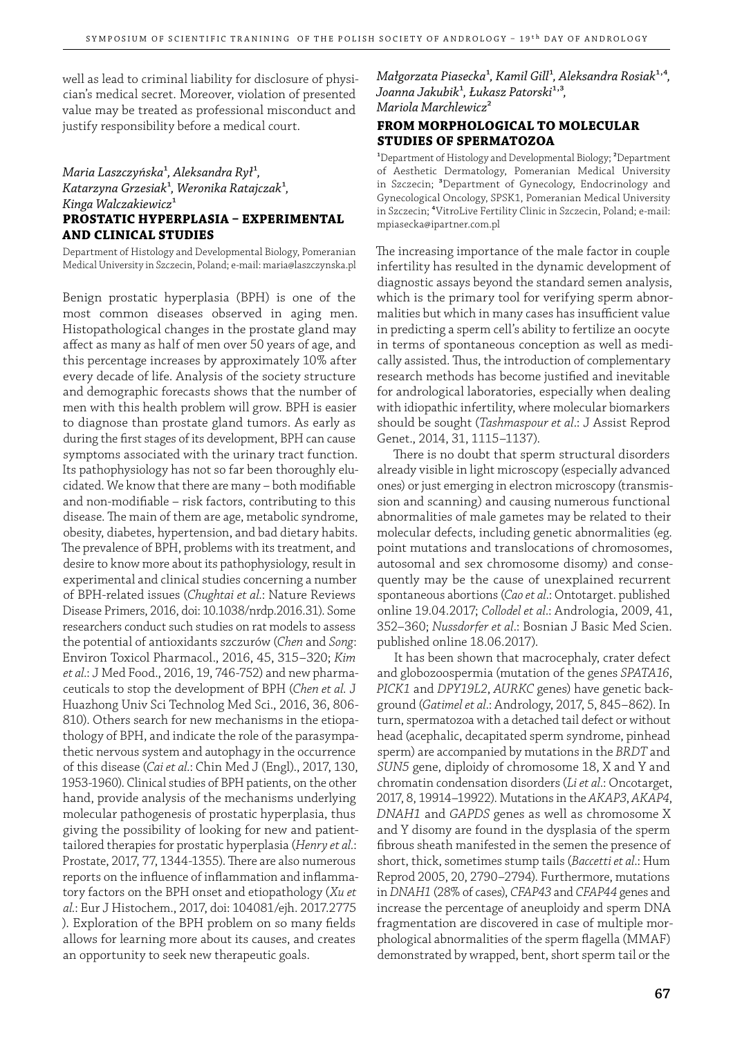well as lead to criminal liability for disclosure of physician's medical secret. Moreover, violation of presented value may be treated as professional misconduct and justify responsibility before a medical court.

*Maria Laszczyńska*[1], *Aleksandra Ryl*[1], *Katarzyna Grzesiak*[1], *Weronika Ratajczak*[1], *Kinga Walczakiewicz*[1]

## PROSTATIC HYPERPLASIA – EXPERIMENTAL AND CLINICAL STUDIES

Department of Histology and Developmental Biology, Pomeranian Medical University in Szczecin, Poland; e-mail: maria@laszczynska.pl

Benign prostatic hyperplasia (BPH) is one of the most common diseases observed in aging men. Histopathological changes in the prostate gland may affect as many as half of men over 50 years of age, and this percentage increases by approximately 10% after every decade of life. Analysis of the society structure and demographic forecasts shows that the number of men with this health problem will grow. BPH is easier to diagnose than prostate gland tumors. As early as during the first stages of its development, BPH can cause symptoms associated with the urinary tract function. Its pathophysiology has not so far been thoroughly elucidated. We know that there are many – both modifiable and non-modifiable – risk factors, contributing to this disease. The main of them are age, metabolic syndrome, obesity, diabetes, hypertension, and bad dietary habits. The prevalence of BPH, problems with its treatment, and desire to know more about its pathophysiology, result in experimental and clinical studies concerning a number of BPH-related issues (*Chughtai et al.*: Nature Reviews Disease Primers, 2016, doi: 10.1038/nrdp.2016.31). Some researchers conduct such studies on rat models to assess the potential of antioxidants szczurów (*Chen* and *Song*: Environ Toxicol Pharmacol., 2016, 45, 315–320; *Kim et al.*: J Med Food., 2016, 19, 746-752) and new pharmaceuticals to stop the development of BPH (*Chen et al.* J Huazhong Univ Sci Technolog Med Sci., 2016, 36, 806-810). Others search for new mechanisms in the etiopathology of BPH, and indicate the role of the parasympathetic nervous system and autophagy in the occurrence of this disease (*Cai et al.*: Chin Med J (Engl)., 2017, 130, 1953-1960). Clinical studies of BPH patients, on the other hand, provide analysis of the mechanisms underlying molecular pathogenesis of prostatic hyperplasia, thus giving the possibility of looking for new and patient-tailored therapies for prostatic hyperplasia (*Henry et al.*: Prostate, 2017, 77, 1344-1355). There are also numerous reports on the influence of inflammation and inflammatory factors on the BPH onset and etiopathology (*Xu et al.*: Eur J Histochem., 2017, doi: 104081/ejh. 2017.2775 ). Exploration of the BPH problem on so many fields allows for learning more about its causes, and creates an opportunity to seek new therapeutic goals.

*Małgorzata Piasecka*[1], *Kamil Gill*[1], *Aleksandra Rosiak*[1,4], *Joanna Jakubik*[1], *Łukasz Patorski*[1,3], *Mariola Marchlewicz*[2]

## FROM MORPHOLOGICAL TO MOLECULAR STUDIES OF SPERMATOZOA

[1]Department of Histology and Developmental Biology; [2]Department of Aesthetic Dermatology, Pomeranian Medical University in Szczecin; [3]Department of Gynecology, Endocrinology and Gynecological Oncology, SPSK1, Pomeranian Medical University in Szczecin; [4]VitroLive Fertility Clinic in Szczecin, Poland; e-mail: mpiasecka@ipartner.com.pl

The increasing importance of the male factor in couple infertility has resulted in the dynamic development of diagnostic assays beyond the standard semen analysis, which is the primary tool for verifying sperm abnormalities but which in many cases has insufficient value in predicting a sperm cell's ability to fertilize an oocyte in terms of spontaneous conception as well as medically assisted. Thus, the introduction of complementary research methods has become justified and inevitable for andrological laboratories, especially when dealing with idiopathic infertility, where molecular biomarkers should be sought (*Tashmaspour et al.*: J Assist Reprod Genet., 2014, 31, 1115–1137).

There is no doubt that sperm structural disorders already visible in light microscopy (especially advanced ones) or just emerging in electron microscopy (transmission and scanning) and causing numerous functional abnormalities of male gametes may be related to their molecular defects, including genetic abnormalities (eg. point mutations and translocations of chromosomes, autosomal and sex chromosome disomy) and consequently may be the cause of unexplained recurrent spontaneous abortions (*Cao et al.*: Ontotarget. published online 19.04.2017; *Collodel et al.*: Andrologia, 2009, 41, 352–360; *Nussdorfer et al.*: Bosnian J Basic Med Scien. published online 18.06.2017).

It has been shown that macrocephaly, crater defect and globozoospermia (mutation of the genes *SPATA16*, *PICK1* and *DPY19L2*, *AURKC* genes) have genetic background (*Gatimel et al.*: Andrology, 2017, 5, 845–862). In turn, spermatozoa with a detached tail defect or without head (acephalic, decapitated sperm syndrome, pinhead sperm) are accompanied by mutations in the *BRDT* and *SUN5* gene, diploidy of chromosome 18, X and Y and chromatin condensation disorders (*Li et al.*: Oncotarget, 2017, 8, 19914–19922). Mutations in the *AKAP3*, *AKAP4*, *DNAH1* and *GAPDS* genes as well as chromosome X and Y disomy are found in the dysplasia of the sperm fibrous sheath manifested in the semen the presence of short, thick, sometimes stump tails (*Baccetti et al.*: Hum Reprod 2005, 20, 2790–2794). Furthermore, mutations in *DNAH1* (28% of cases), *CFAP43* and *CFAP44* genes and increase the percentage of aneuploidy and sperm DNA fragmentation are discovered in case of multiple morphological abnormalities of the sperm flagella (MMAF) demonstrated by wrapped, bent, short sperm tail or the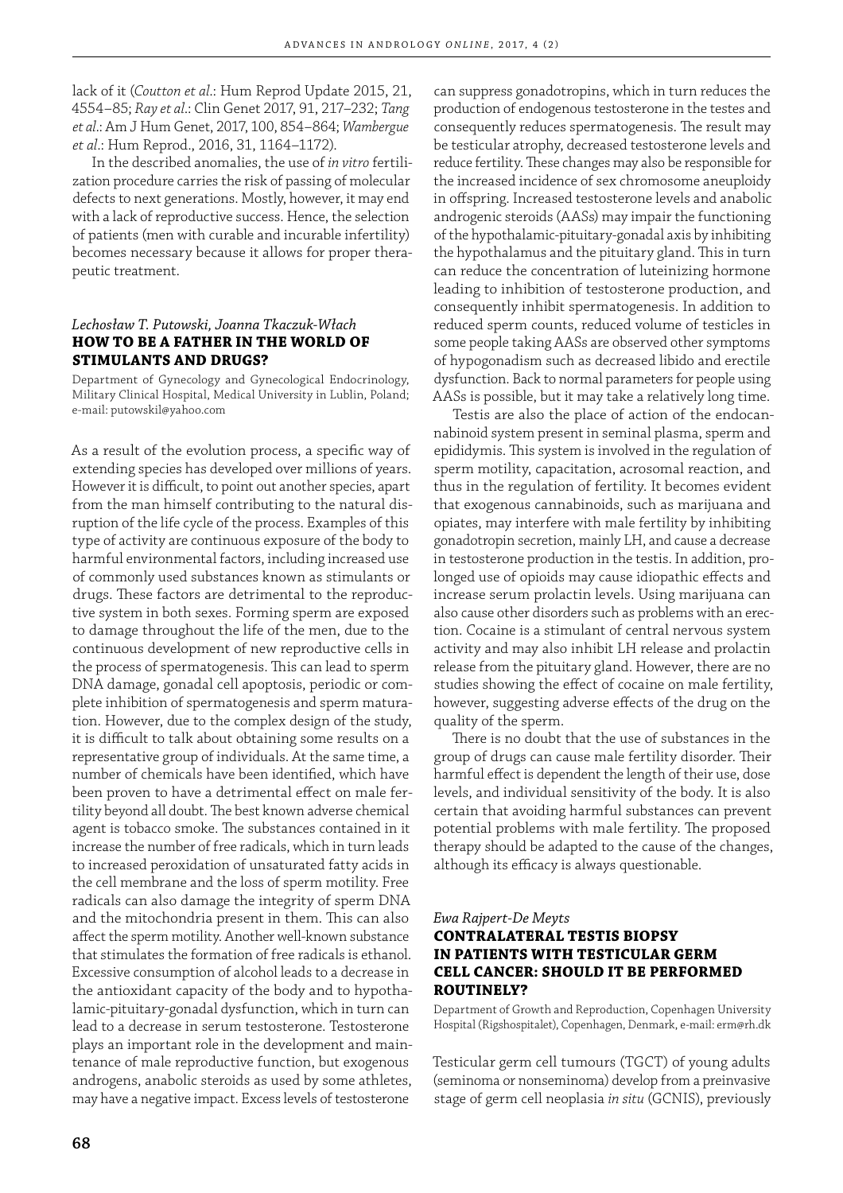lack of it (*Coutton et al*.: Hum Reprod Update 2015, 21, 4554–85; *Ray et al*.: Clin Genet 2017, 91, 217–232; *Tang et al*.: Am J Hum Genet, 2017, 100, 854–864; *Wambergue et al*.: Hum Reprod., 2016, 31, 1164–1172).

In the described anomalies, the use of *in vitro* fertilization procedure carries the risk of passing of molecular defects to next generations. Mostly, however, it may end with a lack of reproductive success. Hence, the selection of patients (men with curable and incurable infertility) becomes necessary because it allows for proper therapeutic treatment.

*Lechosław T. Putowski, Joanna Tkaczuk-Włach*

## HOW TO BE A FATHER IN THE WORLD OF STIMULANTS AND DRUGS?

Department of Gynecology and Gynecological Endocrinology, Military Clinical Hospital, Medical University in Lublin, Poland; e-mail: putowskil@yahoo.com

As a result of the evolution process, a specific way of extending species has developed over millions of years. However it is difficult, to point out another species, apart from the man himself contributing to the natural disruption of the life cycle of the process. Examples of this type of activity are continuous exposure of the body to harmful environmental factors, including increased use of commonly used substances known as stimulants or drugs. These factors are detrimental to the reproductive system in both sexes. Forming sperm are exposed to damage throughout the life of the men, due to the continuous development of new reproductive cells in the process of spermatogenesis. This can lead to sperm DNA damage, gonadal cell apoptosis, periodic or complete inhibition of spermatogenesis and sperm maturation. However, due to the complex design of the study, it is difficult to talk about obtaining some results on a representative group of individuals. At the same time, a number of chemicals have been identified, which have been proven to have a detrimental effect on male fertility beyond all doubt. The best known adverse chemical agent is tobacco smoke. The substances contained in it increase the number of free radicals, which in turn leads to increased peroxidation of unsaturated fatty acids in the cell membrane and the loss of sperm motility. Free radicals can also damage the integrity of sperm DNA and the mitochondria present in them. This can also affect the sperm motility. Another well-known substance that stimulates the formation of free radicals is ethanol. Excessive consumption of alcohol leads to a decrease in the antioxidant capacity of the body and to hypothalamic-pituitary-gonadal dysfunction, which in turn can lead to a decrease in serum testosterone. Testosterone plays an important role in the development and maintenance of male reproductive function, but exogenous androgens, anabolic steroids as used by some athletes, may have a negative impact. Excess levels of testosterone can suppress gonadotropins, which in turn reduces the production of endogenous testosterone in the testes and consequently reduces spermatogenesis. The result may be testicular atrophy, decreased testosterone levels and reduce fertility. These changes may also be responsible for the increased incidence of sex chromosome aneuploidy in offspring. Increased testosterone levels and anabolic androgenic steroids (AASs) may impair the functioning of the hypothalamic-pituitary-gonadal axis by inhibiting the hypothalamus and the pituitary gland. This in turn can reduce the concentration of luteinizing hormone leading to inhibition of testosterone production, and consequently inhibit spermatogenesis. In addition to reduced sperm counts, reduced volume of testicles in some people taking AASs are observed other symptoms of hypogonadism such as decreased libido and erectile dysfunction. Back to normal parameters for people using AASs is possible, but it may take a relatively long time.

Testis are also the place of action of the endocannabinoid system present in seminal plasma, sperm and epididymis. This system is involved in the regulation of sperm motility, capacitation, acrosomal reaction, and thus in the regulation of fertility. It becomes evident that exogenous cannabinoids, such as marijuana and opiates, may interfere with male fertility by inhibiting gonadotropin secretion, mainly LH, and cause a decrease in testosterone production in the testis. In addition, prolonged use of opioids may cause idiopathic effects and increase serum prolactin levels. Using marijuana can also cause other disorders such as problems with an erection. Cocaine is a stimulant of central nervous system activity and may also inhibit LH release and prolactin release from the pituitary gland. However, there are no studies showing the effect of cocaine on male fertility, however, suggesting adverse effects of the drug on the quality of the sperm.

There is no doubt that the use of substances in the group of drugs can cause male fertility disorder. Their harmful effect is dependent the length of their use, dose levels, and individual sensitivity of the body. It is also certain that avoiding harmful substances can prevent potential problems with male fertility. The proposed therapy should be adapted to the cause of the changes, although its efficacy is always questionable.

*Ewa Rajpert-De Meyts*

## CONTRALATERAL TESTIS BIOPSY IN PATIENTS WITH TESTICULAR GERM CELL CANCER: SHOULD IT BE PERFORMED ROUTINELY?

Department of Growth and Reproduction, Copenhagen University Hospital (Rigshospitalet), Copenhagen, Denmark, e-mail: erm@rh.dk

Testicular germ cell tumours (TGCT) of young adults (seminoma or nonseminoma) develop from a preinvasive stage of germ cell neoplasia *in situ* (GCNIS), previously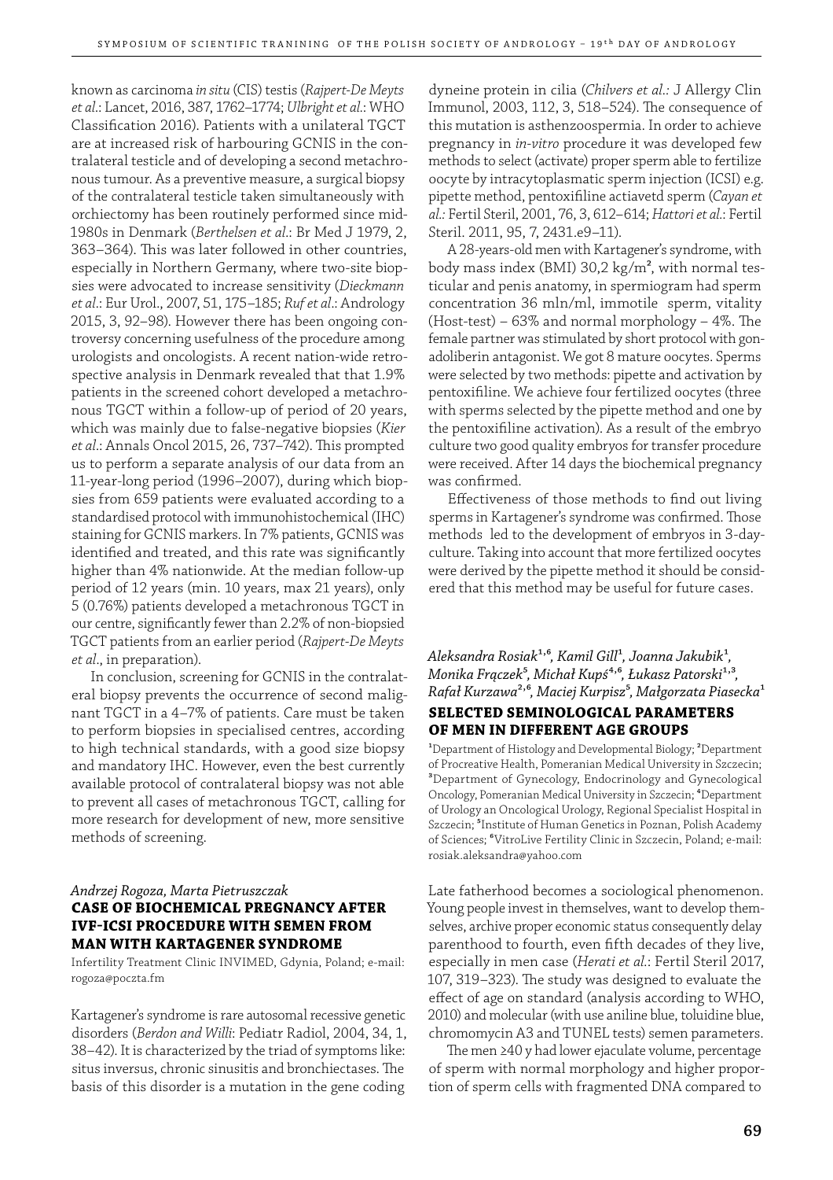known as carcinoma *in situ* (CIS) testis (*Rajpert-De Meyts et al.*: Lancet, 2016, 387, 1762–1774; *Ulbright et al.*: WHO Classification 2016). Patients with a unilateral TGCT are at increased risk of harbouring GCNIS in the contralateral testicle and of developing a second metachronous tumour. As a preventive measure, a surgical biopsy of the contralateral testicle taken simultaneously with orchiectomy has been routinely performed since mid-1980s in Denmark (*Berthelsen et al.*: Br Med J 1979, 2, 363–364). This was later followed in other countries, especially in Northern Germany, where two-site biopsies were advocated to increase sensitivity (*Dieckmann et al.*: Eur Urol., 2007, 51, 175–185; *Ruf et al.*: Andrology 2015, 3, 92–98). However there has been ongoing controversy concerning usefulness of the procedure among urologists and oncologists. A recent nation-wide retrospective analysis in Denmark revealed that that 1.9% patients in the screened cohort developed a metachronous TGCT within a follow-up of period of 20 years, which was mainly due to false-negative biopsies (*Kier et al.*: Annals Oncol 2015, 26, 737–742). This prompted us to perform a separate analysis of our data from an 11-year-long period (1996–2007), during which biopsies from 659 patients were evaluated according to a standardised protocol with immunohistochemical (IHC) staining for GCNIS markers. In 7% patients, GCNIS was identified and treated, and this rate was significantly higher than 4% nationwide. At the median follow-up period of 12 years (min. 10 years, max 21 years), only 5 (0.76%) patients developed a metachronous TGCT in our centre, significantly fewer than 2.2% of non-biopsied TGCT patients from an earlier period (*Rajpert-De Meyts et al.*, in preparation).

In conclusion, screening for GCNIS in the contralateral biopsy prevents the occurrence of second malignant TGCT in a 4–7% of patients. Care must be taken to perform biopsies in specialised centres, according to high technical standards, with a good size biopsy and mandatory IHC. However, even the best currently available protocol of contralateral biopsy was not able to prevent all cases of metachronous TGCT, calling for more research for development of new, more sensitive methods of screening.

*Andrzej Rogoza, Marta Pietruszczak*

## CASE OF BIOCHEMICAL PREGNANCY AFTER IVF-ICSI PROCEDURE WITH SEMEN FROM MAN WITH KARTAGENER SYNDROME

Infertility Treatment Clinic INVIMED, Gdynia, Poland; e-mail: rogoza@poczta.fm

Kartagener's syndrome is rare autosomal recessive genetic disorders (*Berdon and Willi*: Pediatr Radiol, 2004, 34, 1, 38–42). It is characterized by the triad of symptoms like: situs inversus, chronic sinusitis and bronchiectases. The basis of this disorder is a mutation in the gene coding dyneine protein in cilia (*Chilvers et al.*: J Allergy Clin Immunol, 2003, 112, 3, 518–524). The consequence of this mutation is asthenzoospermia. In order to achieve pregnancy in *in-vitro* procedure it was developed few methods to select (activate) proper sperm able to fertilize oocyte by intracytoplasmatic sperm injection (ICSI) e.g. pipette method, pentoxifiline actiavetd sperm (*Cayan et al.*: Fertil Steril, 2001, 76, 3, 612–614; *Hattori et al.*: Fertil Steril. 2011, 95, 7, 2431.e9–11).

A 28-years-old men with Kartagener's syndrome, with body mass index (BMI) 30,2 kg/m$^2$, with normal testicular and penis anatomy, in spermiogram had sperm concentration 36 mln/ml, immotile sperm, vitality (Host-test) – 63% and normal morphology – 4%. The female partner was stimulated by short protocol with gonadoliberin antagonist. We got 8 mature oocytes. Sperms were selected by two methods: pipette and activation by pentoxifiline. We achieve four fertilized oocytes (three with sperms selected by the pipette method and one by the pentoxifiline activation). As a result of the embryo culture two good quality embryos for transfer procedure were received. After 14 days the biochemical pregnancy was confirmed.

Effectiveness of those methods to find out living sperms in Kartagener's syndrome was confirmed. Those methods led to the development of embryos in 3-day-culture. Taking into account that more fertilized oocytes were derived by the pipette method it should be considered that this method may be useful for future cases.

*Aleksandra Rosiak[1,6], Kamil Gill[1], Joanna Jakubik[1], Monika Frączek[5], Michał Kups[4,6], Łukasz Patorski[1,3], Rafał Kurzawa[2,6], Maciej Kurpisz[5], Małgorzata Piasecka[1]*

## SELECTED SEMINOLOGICAL PARAMETERS OF MEN IN DIFFERENT AGE GROUPS

[1]Department of Histology and Developmental Biology; [2]Department of Procreative Health, Pomeranian Medical University in Szczecin; [3]Department of Gynecology, Endocrinology and Gynecological Oncology, Pomeranian Medical University in Szczecin; [4]Department of Urology an Oncological Urology, Regional Specialist Hospital in Szczecin; [5]Institute of Human Genetics in Poznan, Polish Academy of Sciences; [6]VitroLive Fertility Clinic in Szczecin, Poland; e-mail: rosiak.aleksandra@yahoo.com

Late fatherhood becomes a sociological phenomenon. Young people invest in themselves, want to develop themselves, archive proper economic status consequently delay parenthood to fourth, even fifth decades of they live, especially in men case (*Herati et al.*: Fertil Steril 2017, 107, 319–323). The study was designed to evaluate the effect of age on standard (analysis according to WHO, 2010) and molecular (with use aniline blue, toluidine blue, chromomycin A3 and TUNEL tests) semen parameters.

The men ≥40 y had lower ejaculate volume, percentage of sperm with normal morphology and higher proportion of sperm cells with fragmented DNA compared to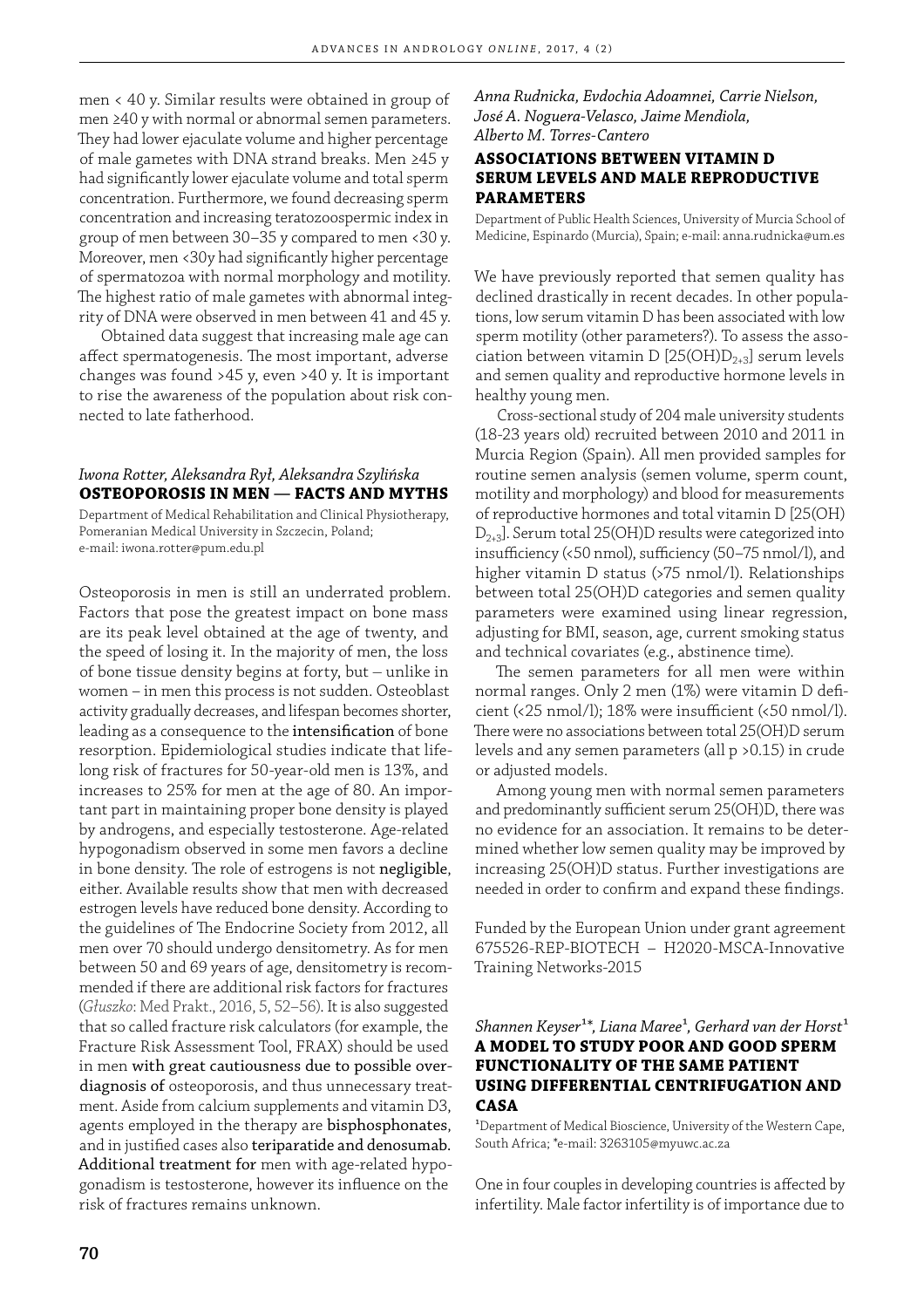men < 40 y. Similar results were obtained in group of men ≥40 y with normal or abnormal semen parameters. They had lower ejaculate volume and higher percentage of male gametes with DNA strand breaks. Men ≥45 y had significantly lower ejaculate volume and total sperm concentration. Furthermore, we found decreasing sperm concentration and increasing teratozoospermic index in group of men between 30–35 y compared to men <30 y. Moreover, men <30y had significantly higher percentage of spermatozoa with normal morphology and motility. The highest ratio of male gametes with abnormal integrity of DNA were observed in men between 41 and 45 y.

Obtained data suggest that increasing male age can affect spermatogenesis. The most important, adverse changes was found >45 y, even >40 y. It is important to rise the awareness of the population about risk connected to late fatherhood.

*Iwona Rotter, Aleksandra Rył, Aleksandra Szylińska*

## OSTEOPOROSIS IN MEN — FACTS AND MYTHS

Department of Medical Rehabilitation and Clinical Physiotherapy, Pomeranian Medical University in Szczecin, Poland; e-mail: iwona.rotter@pum.edu.pl

Osteoporosis in men is still an underrated problem. Factors that pose the greatest impact on bone mass are its peak level obtained at the age of twenty, and the speed of losing it. In the majority of men, the loss of bone tissue density begins at forty, but – unlike in women – in men this process is not sudden. Osteoblast activity gradually decreases, and lifespan becomes shorter, leading as a consequence to the intensification of bone resorption. Epidemiological studies indicate that lifelong risk of fractures for 50-year-old men is 13%, and increases to 25% for men at the age of 80. An important part in maintaining proper bone density is played by androgens, and especially testosterone. Age-related hypogonadism observed in some men favors a decline in bone density. The role of estrogens is not negligible, either. Available results show that men with decreased estrogen levels have reduced bone density. According to the guidelines of The Endocrine Society from 2012, all men over 70 should undergo densitometry. As for men between 50 and 69 years of age, densitometry is recommended if there are additional risk factors for fractures (*Głuszko*: Med Prakt., 2016, 5, 52–56). It is also suggested that so called fracture risk calculators (for example, the Fracture Risk Assessment Tool, FRAX) should be used in men with great cautiousness due to possible overdiagnosis of osteoporosis, and thus unnecessary treatment. Aside from calcium supplements and vitamin D3, agents employed in the therapy are bisphosphonates, and in justified cases also teriparatide and denosumab. Additional treatment for men with age-related hypogonadism is testosterone, however its influence on the risk of fractures remains unknown.

*Anna Rudnicka, Evdochia Adoamnei, Carrie Nielson, José A. Noguera-Velasco, Jaime Mendiola, Alberto M. Torres-Cantero*

## ASSOCIATIONS BETWEEN VITAMIN D SERUM LEVELS AND MALE REPRODUCTIVE PARAMETERS

Department of Public Health Sciences, University of Murcia School of Medicine, Espinardo (Murcia), Spain; e-mail: anna.rudnicka@um.es

We have previously reported that semen quality has declined drastically in recent decades. In other populations, low serum vitamin D has been associated with low sperm motility (other parameters?). To assess the association between vitamin D [25(OH)$D_{2+3}$] serum levels and semen quality and reproductive hormone levels in healthy young men.

Cross-sectional study of 204 male university students (18-23 years old) recruited between 2010 and 2011 in Murcia Region (Spain). All men provided samples for routine semen analysis (semen volume, sperm count, motility and morphology) and blood for measurements of reproductive hormones and total vitamin D [25(OH) $D_{2+3}$]. Serum total 25(OH)D results were categorized into insufficiency (<50 nmol), sufficiency (50–75 nmol/l), and higher vitamin D status (>75 nmol/l). Relationships between total 25(OH)D categories and semen quality parameters were examined using linear regression, adjusting for BMI, season, age, current smoking status and technical covariates (e.g., abstinence time).

The semen parameters for all men were within normal ranges. Only 2 men (1%) were vitamin D deficient (<25 nmol/l); 18% were insufficient (<50 nmol/l). There were no associations between total 25(OH)D serum levels and any semen parameters (all p >0.15) in crude or adjusted models.

Among young men with normal semen parameters and predominantly sufficient serum 25(OH)D, there was no evidence for an association. It remains to be determined whether low semen quality may be improved by increasing 25(OH)D status. Further investigations are needed in order to confirm and expand these findings.

Funded by the European Union under grant agreement 675526-REP-BIOTECH – H2020-MSCA-Innovative Training Networks-2015

*Shannen Keyser[1]\*, Liana Maree[1], Gerhard van der Horst[1]*

## A MODEL TO STUDY POOR AND GOOD SPERM FUNCTIONALITY OF THE SAME PATIENT USING DIFFERENTIAL CENTRIFUGATION AND CASA

[1]Department of Medical Bioscience, University of the Western Cape, South Africa; *e-mail: 3263105@myuwc.ac.za

One in four couples in developing countries is affected by infertility. Male factor infertility is of importance due to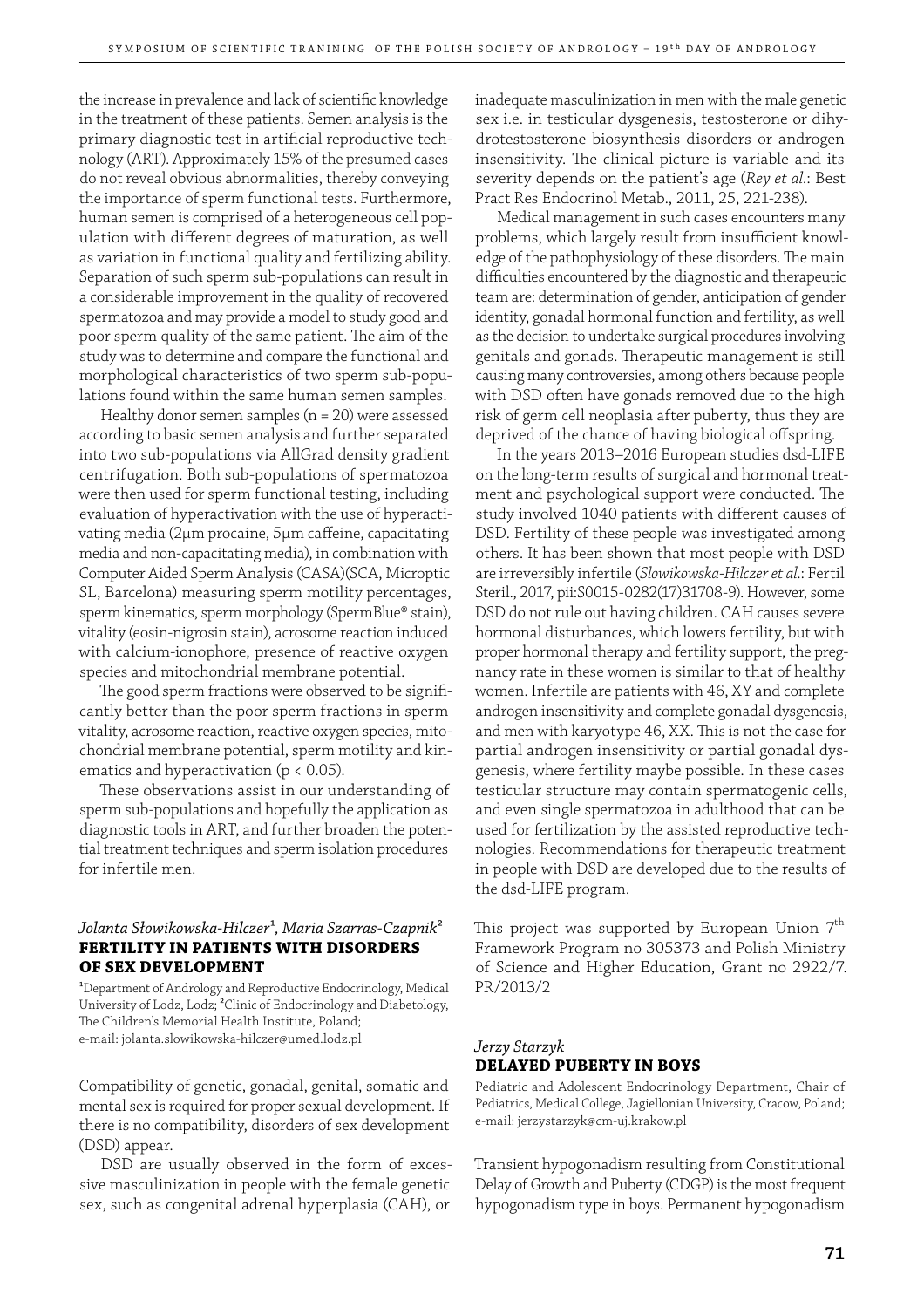the increase in prevalence and lack of scientific knowledge in the treatment of these patients. Semen analysis is the primary diagnostic test in artificial reproductive technology (ART). Approximately 15% of the presumed cases do not reveal obvious abnormalities, thereby conveying the importance of sperm functional tests. Furthermore, human semen is comprised of a heterogeneous cell population with different degrees of maturation, as well as variation in functional quality and fertilizing ability. Separation of such sperm sub-populations can result in a considerable improvement in the quality of recovered spermatozoa and may provide a model to study good and poor sperm quality of the same patient. The aim of the study was to determine and compare the functional and morphological characteristics of two sperm sub-populations found within the same human semen samples.

Healthy donor semen samples (n = 20) were assessed according to basic semen analysis and further separated into two sub-populations via AllGrad density gradient centrifugation. Both sub-populations of spermatozoa were then used for sperm functional testing, including evaluation of hyperactivation with the use of hyperactivating media (2μm procaine, 5μm caffeine, capacitating media and non-capacitating media), in combination with Computer Aided Sperm Analysis (CASA)(SCA, Microptic SL, Barcelona) measuring sperm motility percentages, sperm kinematics, sperm morphology (SpermBlue® stain), vitality (eosin-nigrosin stain), acrosome reaction induced with calcium-ionophore, presence of reactive oxygen species and mitochondrial membrane potential.

The good sperm fractions were observed to be significantly better than the poor sperm fractions in sperm vitality, acrosome reaction, reactive oxygen species, mitochondrial membrane potential, sperm motility and kinematics and hyperactivation ($p < 0.05$).

These observations assist in our understanding of sperm sub-populations and hopefully the application as diagnostic tools in ART, and further broaden the potential treatment techniques and sperm isolation procedures for infertile men.

*Jolanta Słowikowska-Hilczer*[1], *Maria Szarras-Czapnik*[2]

### FERTILITY IN PATIENTS WITH DISORDERS OF SEX DEVELOPMENT

[1]Department of Andrology and Reproductive Endocrinology, Medical University of Lodz, Lodz; [2]Clinic of Endocrinology and Diabetology, The Children's Memorial Health Institute, Poland; e-mail: jolanta.slowikowska-hilczer@umed.lodz.pl

Compatibility of genetic, gonadal, genital, somatic and mental sex is required for proper sexual development. If there is no compatibility, disorders of sex development (DSD) appear.

DSD are usually observed in the form of excessive masculinization in people with the female genetic sex, such as congenital adrenal hyperplasia (CAH), or inadequate masculinization in men with the male genetic sex i.e. in testicular dysgenesis, testosterone or dihydrotestosterone biosynthesis disorders or androgen insensitivity. The clinical picture is variable and its severity depends on the patient's age (*Rey et al.*: Best Pract Res Endocrinol Metab., 2011, 25, 221-238).

Medical management in such cases encounters many problems, which largely result from insufficient knowledge of the pathophysiology of these disorders. The main difficulties encountered by the diagnostic and therapeutic team are: determination of gender, anticipation of gender identity, gonadal hormonal function and fertility, as well as the decision to undertake surgical procedures involving genitals and gonads. Therapeutic management is still causing many controversies, among others because people with DSD often have gonads removed due to the high risk of germ cell neoplasia after puberty, thus they are deprived of the chance of having biological offspring.

In the years 2013–2016 European studies dsd-LIFE on the long-term results of surgical and hormonal treatment and psychological support were conducted. The study involved 1040 patients with different causes of DSD. Fertility of these people was investigated among others. It has been shown that most people with DSD are irreversibly infertile (*Slowikowska-Hilczer et al.*: Fertil Steril., 2017, pii:S0015-0282(17)31708-9). However, some DSD do not rule out having children. CAH causes severe hormonal disturbances, which lowers fertility, but with proper hormonal therapy and fertility support, the pregnancy rate in these women is similar to that of healthy women. Infertile are patients with 46, XY and complete androgen insensitivity and complete gonadal dysgenesis, and men with karyotype 46, XX. This is not the case for partial androgen insensitivity or partial gonadal dysgenesis, where fertility maybe possible. In these cases testicular structure may contain spermatogenic cells, and even single spermatozoa in adulthood that can be used for fertilization by the assisted reproductive technologies. Recommendations for therapeutic treatment in people with DSD are developed due to the results of the dsd-LIFE program.

This project was supported by European Union 7th Framework Program no 305373 and Polish Ministry of Science and Higher Education, Grant no 2922/7. PR/2013/2

*Jerzy Starzyk*

### DELAYED PUBERTY IN BOYS

Pediatric and Adolescent Endocrinology Department, Chair of Pediatrics, Medical College, Jagiellonian University, Cracow, Poland; e-mail: jerzystarzyk@cm-uj.krakow.pl

Transient hypogonadism resulting from Constitutional Delay of Growth and Puberty (CDGP) is the most frequent hypogonadism type in boys. Permanent hypogonadism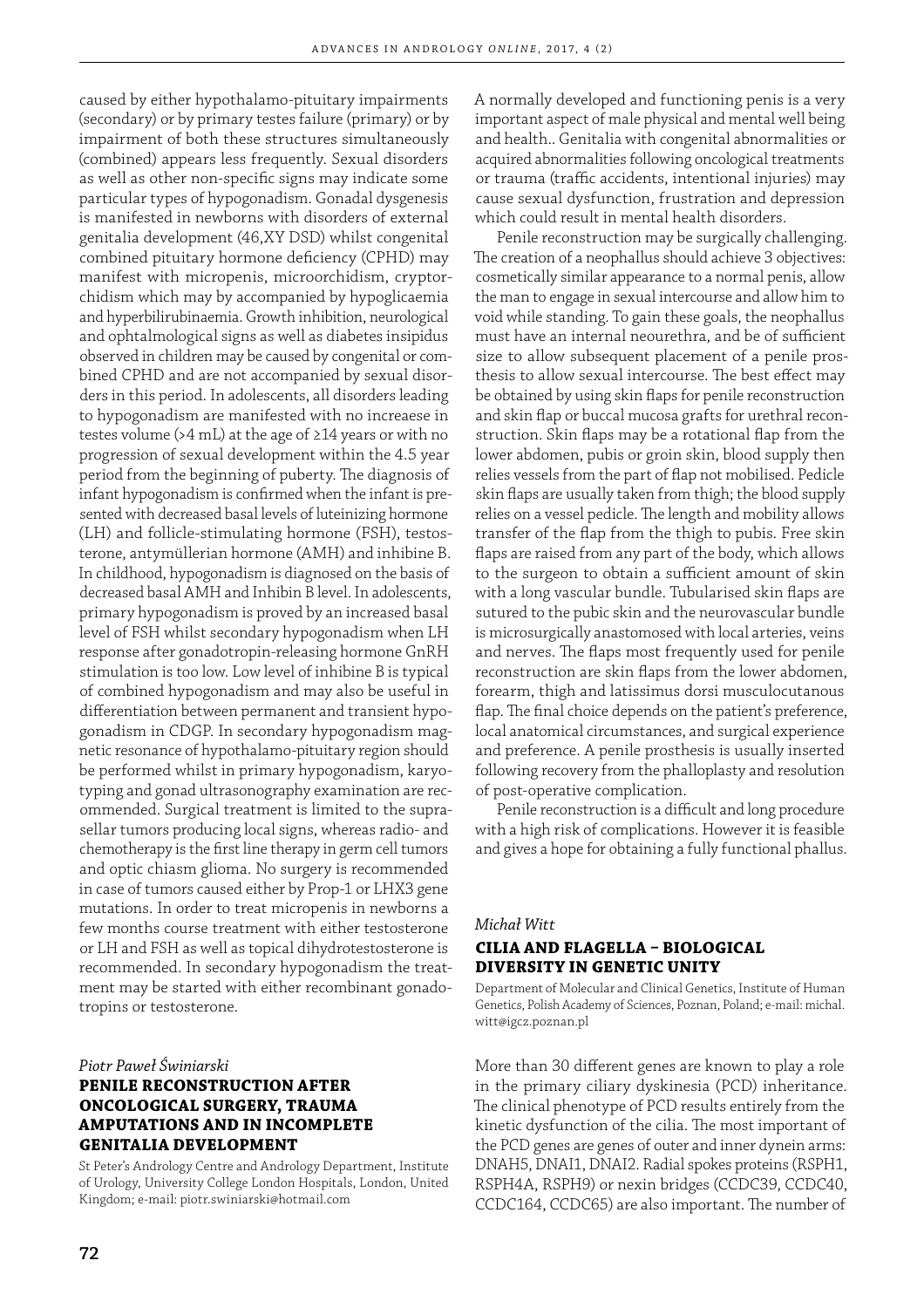caused by either hypothalamo-pituitary impairments (secondary) or by primary testes failure (primary) or by impairment of both these structures simultaneously (combined) appears less frequently. Sexual disorders as well as other non-specific signs may indicate some particular types of hypogonadism. Gonadal dysgenesis is manifested in newborns with disorders of external genitalia development (46,XY DSD) whilst congenital combined pituitary hormone deficiency (CPHD) may manifest with micropenis, microorchidism, cryptorchidism which may by accompanied by hypoglicaemia and hyperbilirubinaemia. Growth inhibition, neurological and ophtalmological signs as well as diabetes insipidus observed in children may be caused by congenital or combined CPHD and are not accompanied by sexual disorders in this period. In adolescents, all disorders leading to hypogonadism are manifested with no increaese in testes volume (>4 mL) at the age of ≥14 years or with no progression of sexual development within the 4.5 year period from the beginning of puberty. The diagnosis of infant hypogonadism is confirmed when the infant is presented with decreased basal levels of luteinizing hormone (LH) and follicle-stimulating hormone (FSH), testosterone, antymüllerian hormone (AMH) and inhibine B. In childhood, hypogonadism is diagnosed on the basis of decreased basal AMH and Inhibin B level. In adolescents, primary hypogonadism is proved by an increased basal level of FSH whilst secondary hypogonadism when LH response after gonadotropin-releasing hormone GnRH stimulation is too low. Low level of inhibine B is typical of combined hypogonadism and may also be useful in differentiation between permanent and transient hypogonadism in CDGP. In secondary hypogonadism magnetic resonance of hypothalamo-pituitary region should be performed whilst in primary hypogonadism, karyotyping and gonad ultrasonography examination are recommended. Surgical treatment is limited to the suprasellar tumors producing local signs, whereas radio- and chemotherapy is the first line therapy in germ cell tumors and optic chiasm glioma. No surgery is recommended in case of tumors caused either by Prop-1 or LHX3 gene mutations. In order to treat micropenis in newborns a few months course treatment with either testosterone or LH and FSH as well as topical dihydrotestosterone is recommended. In secondary hypogonadism the treatment may be started with either recombinant gonadotropins or testosterone.

*Piotr Paweł Świniarski*

## PENILE RECONSTRUCTION AFTER ONCOLOGICAL SURGERY, TRAUMA AMPUTATIONS AND IN INCOMPLETE GENITALIA DEVELOPMENT

St Peter's Andrology Centre and Andrology Department, Institute of Urology, University College London Hospitals, London, United Kingdom; e-mail: piotr.swiniarski@hotmail.com

A normally developed and functioning penis is a very important aspect of male physical and mental well being and health.. Genitalia with congenital abnormalities or acquired abnormalities following oncological treatments or trauma (traffic accidents, intentional injuries) may cause sexual dysfunction, frustration and depression which could result in mental health disorders.

Penile reconstruction may be surgically challenging. The creation of a neophallus should achieve 3 objectives: cosmetically similar appearance to a normal penis, allow the man to engage in sexual intercourse and allow him to void while standing. To gain these goals, the neophallus must have an internal neourethra, and be of sufficient size to allow subsequent placement of a penile prosthesis to allow sexual intercourse. The best effect may be obtained by using skin flaps for penile reconstruction and skin flap or buccal mucosa grafts for urethral reconstruction. Skin flaps may be a rotational flap from the lower abdomen, pubis or groin skin, blood supply then relies vessels from the part of flap not mobilised. Pedicle skin flaps are usually taken from thigh; the blood supply relies on a vessel pedicle. The length and mobility allows transfer of the flap from the thigh to pubis. Free skin flaps are raised from any part of the body, which allows to the surgeon to obtain a sufficient amount of skin with a long vascular bundle. Tubularised skin flaps are sutured to the pubic skin and the neurovascular bundle is microsurgically anastomosed with local arteries, veins and nerves. The flaps most frequently used for penile reconstruction are skin flaps from the lower abdomen, forearm, thigh and latissimus dorsi musculocutanous flap. The final choice depends on the patient's preference, local anatomical circumstances, and surgical experience and preference. A penile prosthesis is usually inserted following recovery from the phalloplasty and resolution of post-operative complication.

Penile reconstruction is a difficult and long procedure with a high risk of complications. However it is feasible and gives a hope for obtaining a fully functional phallus.

*Michał Witt*

## CILIA AND FLAGELLA – BIOLOGICAL DIVERSITY IN GENETIC UNITY

Department of Molecular and Clinical Genetics, Institute of Human Genetics, Polish Academy of Sciences, Poznan, Poland; e-mail: michal.witt@igcz.poznan.pl

More than 30 different genes are known to play a role in the primary ciliary dyskinesia (PCD) inheritance. The clinical phenotype of PCD results entirely from the kinetic dysfunction of the cilia. The most important of the PCD genes are genes of outer and inner dynein arms: DNAH5, DNAI1, DNAI2. Radial spokes proteins (RSPH1, RSPH4A, RSPH9) or nexin bridges (CCDC39, CCDC40, CCDC164, CCDC65) are also important. The number of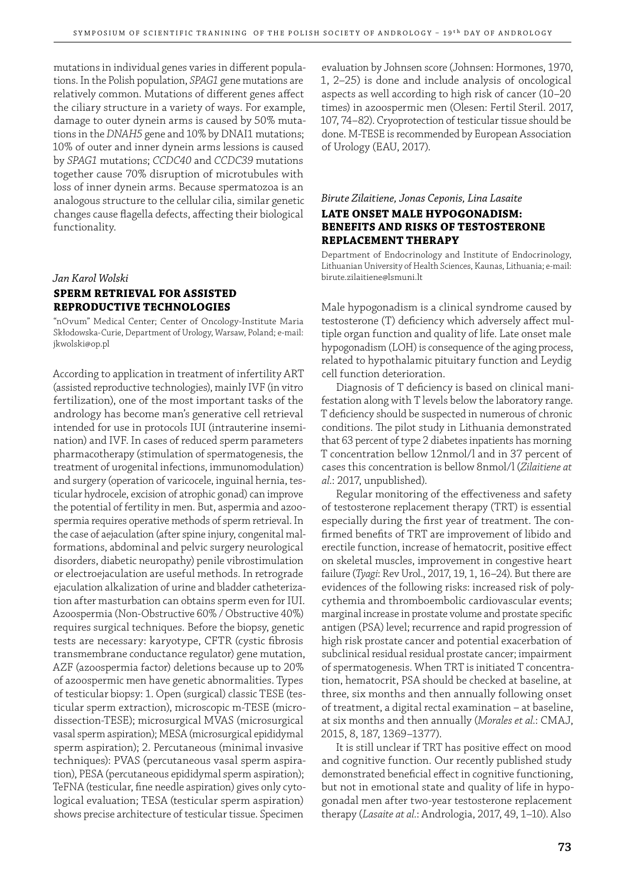mutations in individual genes varies in different populations. In the Polish population, *SPAG1* gene mutations are relatively common. Mutations of different genes affect the ciliary structure in a variety of ways. For example, damage to outer dynein arms is caused by 50% mutations in the *DNAH5* gene and 10% by DNAI1 mutations; 10% of outer and inner dynein arms lessions is caused by *SPAG1* mutations; *CCDC40* and *CCDC39* mutations together cause 70% disruption of microtubules with loss of inner dynein arms. Because spermatozoa is an analogous structure to the cellular cilia, similar genetic changes cause flagella defects, affecting their biological functionality.

*Jan Karol Wolski*

## SPERM RETRIEVAL FOR ASSISTED REPRODUCTIVE TECHNOLOGIES

"nOvum" Medical Center; Center of Oncology-Institute Maria Skłodowska-Curie, Department of Urology, Warsaw, Poland; e-mail: jkwolski@op.pl

According to application in treatment of infertility ART (assisted reproductive technologies), mainly IVF (in vitro fertilization), one of the most important tasks of the andrology has become man's generative cell retrieval intended for use in protocols IUI (intrauterine insemination) and IVF. In cases of reduced sperm parameters pharmacotherapy (stimulation of spermatogenesis, the treatment of urogenital infections, immunomodulation) and surgery (operation of varicocele, inguinal hernia, testicular hydrocele, excision of atrophic gonad) can improve the potential of fertility in men. But, aspermia and azoospermia requires operative methods of sperm retrieval. In the case of aejaculation (after spine injury, congenital malformations, abdominal and pelvic surgery neurological disorders, diabetic neuropathy) penile vibrostimulation or electroejaculation are useful methods. In retrograde ejaculation alkalization of urine and bladder catheterization after masturbation can obtains sperm even for IUI. Azoospermia (Non-Obstructive 60% / Obstructive 40%) requires surgical techniques. Before the biopsy, genetic tests are necessary: karyotype, CFTR (cystic fibrosis transmembrane conductance regulator) gene mutation, AZF (azoospermia factor) deletions because up to 20% of azoospermic men have genetic abnormalities. Types of testicular biopsy: 1. Open (surgical) classic TESE (testicular sperm extraction), microscopic m-TESE (microdissection-TESE); microsurgical MVAS (microsurgical vasal sperm aspiration); MESA (microsurgical epididymal sperm aspiration); 2. Percutaneous (minimal invasive techniques): PVAS (percutaneous vasal sperm aspiration), PESA (percutaneous epididymal sperm aspiration); TeFNA (testicular, fine needle aspiration) gives only cytological evaluation; TESA (testicular sperm aspiration) shows precise architecture of testicular tissue. Specimen evaluation by Johnsen score (Johnsen: Hormones, 1970, 1, 2–25) is done and include analysis of oncological aspects as well according to high risk of cancer (10–20 times) in azoospermic men (Olesen: Fertil Steril. 2017, 107, 74–82). Cryoprotection of testicular tissue should be done. M-TESE is recommended by European Association of Urology (EAU, 2017).

*Birute Zilaitiene, Jonas Ceponis, Lina Lasaite*

## LATE ONSET MALE HYPOGONADISM: BENEFITS AND RISKS OF TESTOSTERONE REPLACEMENT THERAPY

Department of Endocrinology and Institute of Endocrinology, Lithuanian University of Health Sciences, Kaunas, Lithuania; e-mail: birute.zilaitiene@lsmuni.lt

Male hypogonadism is a clinical syndrome caused by testosterone (T) deficiency which adversely affect multiple organ function and quality of life. Late onset male hypogonadism (LOH) is consequence of the aging process, related to hypothalamic pituitary function and Leydig cell function deterioration.

Diagnosis of T deficiency is based on clinical manifestation along with T levels below the laboratory range. T deficiency should be suspected in numerous of chronic conditions. The pilot study in Lithuania demonstrated that 63 percent of type 2 diabetes inpatients has morning T concentration bellow 12nmol/l and in 37 percent of cases this concentration is bellow 8nmol/l (*Zilaitiene at al.*: 2017, unpublished).

Regular monitoring of the effectiveness and safety of testosterone replacement therapy (TRT) is essential especially during the first year of treatment. The confirmed benefits of TRT are improvement of libido and erectile function, increase of hematocrit, positive effect on skeletal muscles, improvement in congestive heart failure (*Tyagi*: Rev Urol., 2017, 19, 1, 16–24). But there are evidences of the following risks: increased risk of polycythemia and thromboembolic cardiovascular events; marginal increase in prostate volume and prostate specific antigen (PSA) level; recurrence and rapid progression of high risk prostate cancer and potential exacerbation of subclinical residual residual prostate cancer; impairment of spermatogenesis. When TRT is initiated T concentration, hematocrit, PSA should be checked at baseline, at three, six months and then annually following onset of treatment, a digital rectal examination – at baseline, at six months and then annually (*Morales et al.*: CMAJ, 2015, 8, 187, 1369–1377).

It is still unclear if TRT has positive effect on mood and cognitive function. Our recently published study demonstrated beneficial effect in cognitive functioning, but not in emotional state and quality of life in hypogonadal men after two-year testosterone replacement therapy (*Lasaite at al.*: Andrologia, 2017, 49, 1–10). Also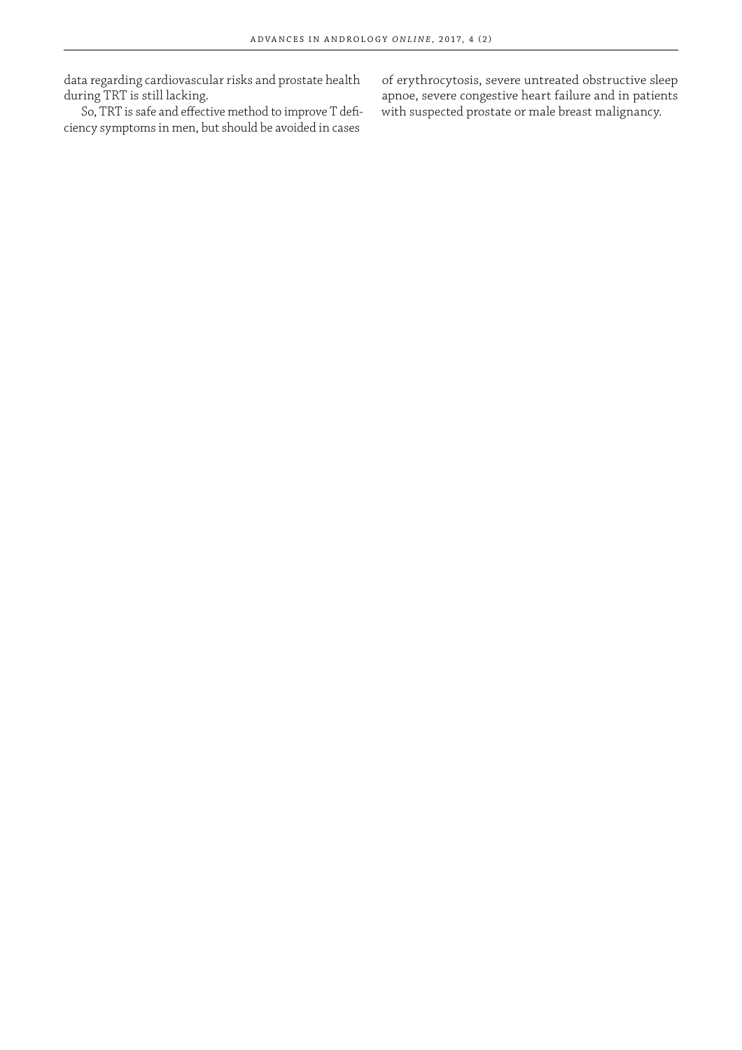data regarding cardiovascular risks and prostate health during TRT is still lacking.

So, TRT is safe and effective method to improve T deficiency symptoms in men, but should be avoided in cases of erythrocytosis, severe untreated obstructive sleep apnoe, severe congestive heart failure and in patients with suspected prostate or male breast malignancy.